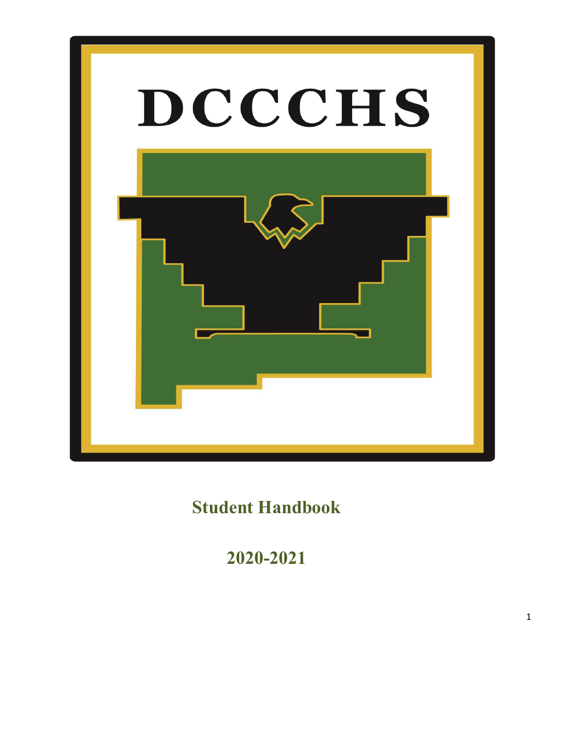# DCCCHS

## Student Handbook

## 2020-2021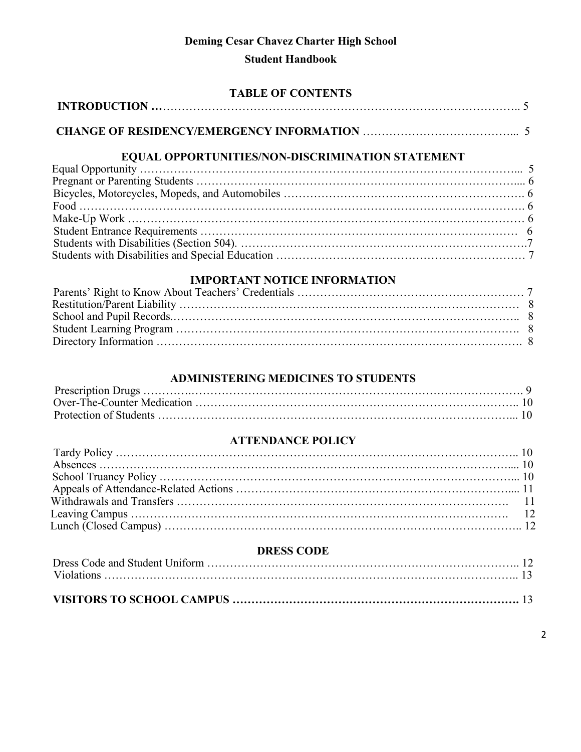**Deming Cesar Chavez Charter High School**

**Student Handbook**

## TABLE OF CONTENTS

**INTRODUCTION** …………………………………………………………………………………….. 5

**CHANGE OF RESIDENCY/EMERGENCY INFORMATION** …………………………………... 5

### EQUAL OPPORTUNITIES/NON-DISCRIMINATION STATEMENT

Equal Opportunity …………………………………………………………………………………... 5
Pregnant or Parenting Students …………………………………………………………………….... 6
Bicycles, Motorcycles, Mopeds, and Automobiles ……………………………………………………. 6
Food ………………………………………………………………………………………………………. 6
Make-Up Work ………………………………………………………………………………………… 6
Student Entrance Requirements ………………………………………………………………… 6
Students with Disabilities (Section 504). ………………………………………………………………..7
Students with Disabilities and Special Education ……………………………………………………… 7

### IMPORTANT NOTICE INFORMATION

Parents' Right to Know About Teachers' Credentials …………………………………………………… 7
Restitution/Parent Liability ……………………………………………………………………………… 8
School and Pupil Records.……………………………………………………………………………….. 8
Student Learning Program ………………………………………………………………………………. 8
Directory Information ……………………………………………………………………………………. 8

### ADMINISTERING MEDICINES TO STUDENTS

Prescription Drugs ………….…………………………………………………………………………. 9
Over-The-Counter Medication ………………………………………………………………………….. 10
Protection of Students ……………………………………………………………………………….... 10

### ATTENDANCE POLICY

Tardy Policy …………………………………………………………………………………………….. 10
Absences ……………………………………………………………………………………………….... 10
School Truancy Policy …………………………………………………………………………………... 10
Appeals of Attendance-Related Actions ………………………………………………………………..... 11
Withdrawals and Transfers ……………………………………………………………………………. 11
Leaving Campus ……………………………………………………………………………………… 12
Lunch (Closed Campus) ……………………………………………………………………………….. 12

### DRESS CODE

Dress Code and Student Uniform ………………………………………………………………………….. 12
Violations …………………………………………………………………………………………………... 13

**VISITORS TO SCHOOL CAMPUS** ………………………………………………………………. 13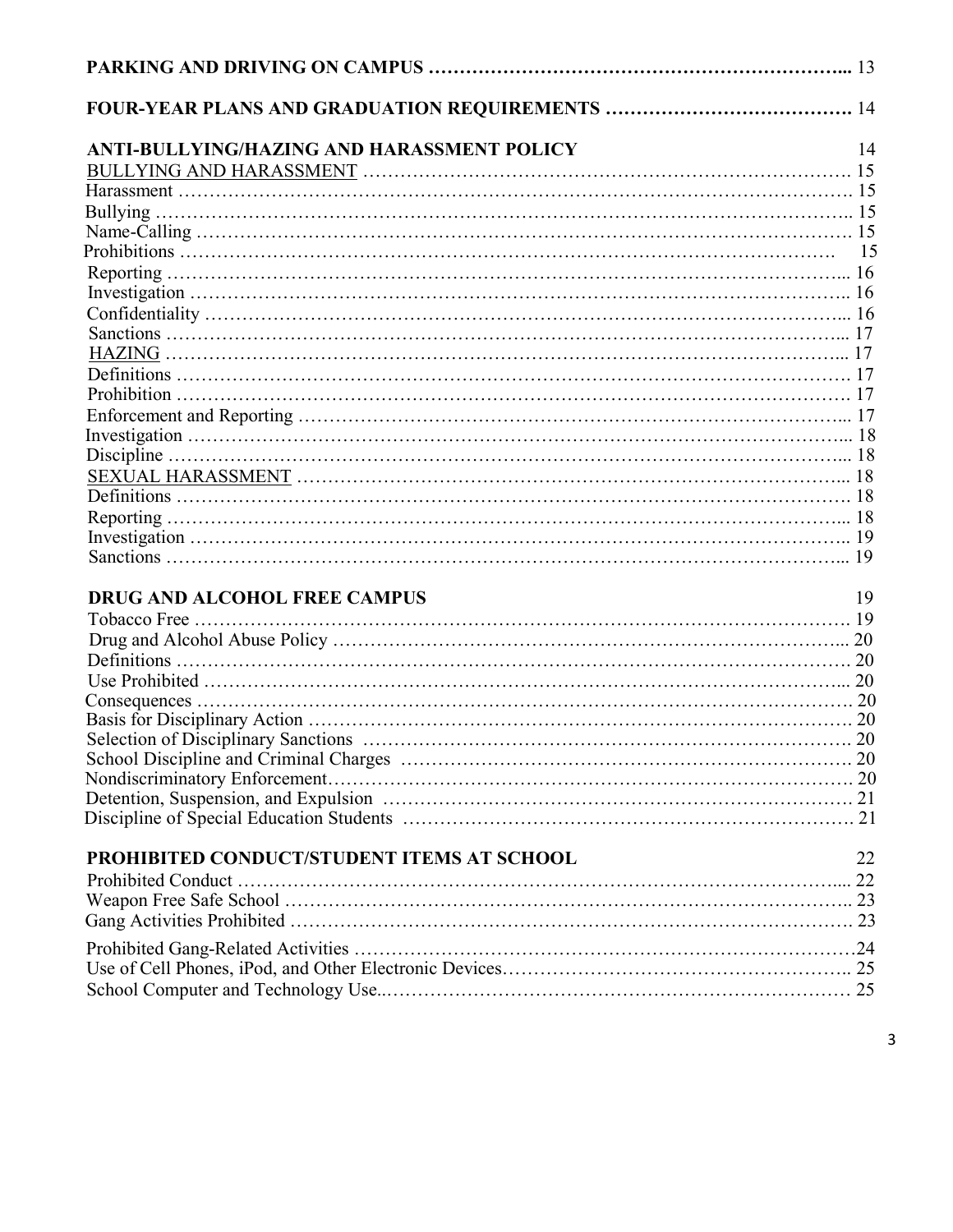**PARKING AND DRIVING ON CAMPUS** ………………………………………………………... 13

**FOUR-YEAR PLANS AND GRADUATION REQUIREMENTS** …………………………………. 14

**ANTI-BULLYING/HAZING AND HARASSMENT POLICY** 14

BULLYING AND HARASSMENT ……………………………………………………………… 15
Harassment ……………………………………………………………………………………… 15
Bullying …………………………………………………………………………………………. 15
Name-Calling ……………………………………………………………………………………. 15
Prohibitions ……………………………………………………………………………………… 15
Reporting ………………………………………………………………………………………... 16
Investigation …………………………………………………………………………………….. 16
Confidentiality …………………………………………………………………………………... 16
Sanctions ………………………………………………………………………………………... 17
HAZING ………………………………………………………………………………………... 17
Definitions ………………………………………………………………………………………. 17
Prohibition ………………………………………………………………………………………. 17
Enforcement and Reporting ……………………………………………………………………... 17
Investigation ……………………………………………………………………………………... 18
Discipline ………………………………………………………………………………………... 18
SEXUAL HARASSMENT ……………………………………………………………………... 18
Definitions ………………………………………………………………………………………. 18
Reporting ………………………………………………………………………………………... 18
Investigation …………………………………………………………………………………….. 19
Sanctions ………………………………………………………………………………………... 19

**DRUG AND ALCOHOL FREE CAMPUS** 19

Tobacco Free ……………………………………………………………………………………. 19
Drug and Alcohol Abuse Policy ………………………………………………………………... 20
Definitions ………………………………………………………………………………………. 20
Use Prohibited …………………………………………………………………………………... 20
Consequences ……………………………………………………………………………………. 20
Basis for Disciplinary Action ……………………………………………………………………. 20
Selection of Disciplinary Sanctions …………………………………………………………….. 20
School Discipline and Criminal Charges ……………………………………………………….. 20
Nondiscriminatory Enforcement…………………………………………………………………. 20
Detention, Suspension, and Expulsion ………………………………………………………….. 21
Discipline of Special Education Students ……………………………………………………….. 21

**PROHIBITED CONDUCT/STUDENT ITEMS AT SCHOOL** 22

Prohibited Conduct ……………………………………………………………………………..... 22
Weapon Free Safe School ……………………………………………………………………….. 23
Gang Activities Prohibited ………………………………………………………………………. 23
Prohibited Gang-Related Activities ………………………………………………………………24
Use of Cell Phones, iPod, and Other Electronic Devices……………………………………….. 25
School Computer and Technology Use..………………………………………………………… 25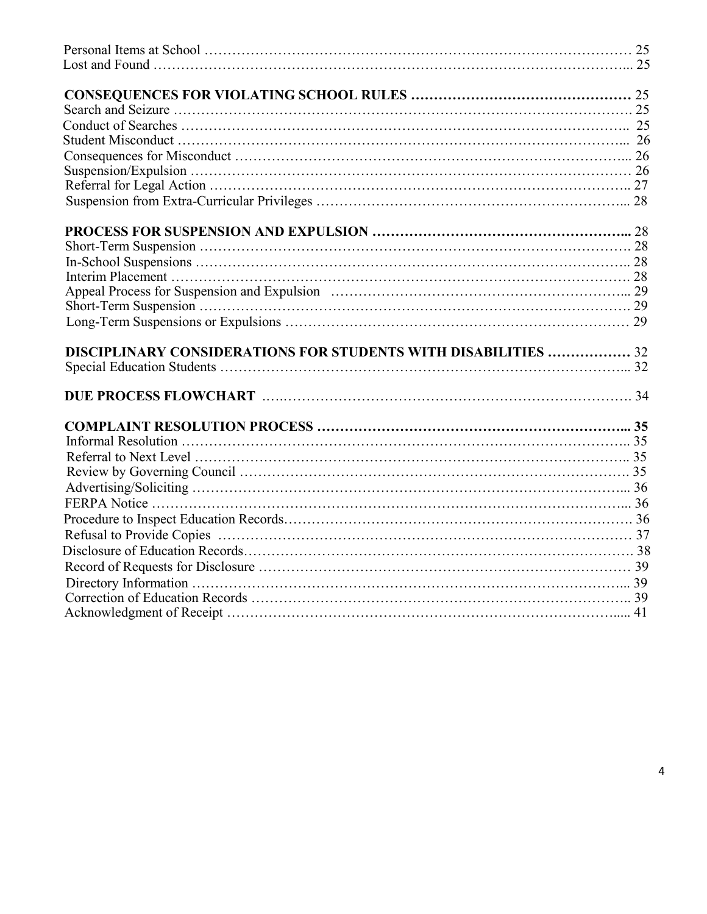Personal Items at School ………………………………………………………………………………… 25
Lost and Found …………………………………………………………………………………………... 25

**CONSEQUENCES FOR VIOLATING SCHOOL RULES ………………………………………… 25**
Search and Seizure ……………………………………………………………………………………. 25
Conduct of Searches …………………………………………………………………………………….. 25
Student Misconduct ……………………………………………………………………………………... 26
Consequences for Misconduct ………………………………………………………………………... 26
Suspension/Expulsion …………………………………………………………………………………… 26
Referral for Legal Action ……………………………………………………………………………….. 27
Suspension from Extra-Curricular Privileges …………………………………………………………... 28

**PROCESS FOR SUSPENSION AND EXPULSION ………………………………………………... 28**
Short-Term Suspension …………………………………………………………………………………. 28
In-School Suspensions ………………………………………………………………………………….. 28
Interim Placement ………………………………………………………………………………………. 28
Appeal Process for Suspension and Expulsion ………………………………………………………... 29
Short-Term Suspension …………………………………………………………………………………. 29
Long-Term Suspensions or Expulsions ………………………………………………………………… 29

**DISCIPLINARY CONSIDERATIONS FOR STUDENTS WITH DISABILITIES ……………… 32**
Special Education Students ……………………………………………………………………………... 32

**DUE PROCESS FLOWCHART** ……………………………………………………………………. 34

**COMPLAINT RESOLUTION PROCESS …………………………………………………………... 35**
Informal Resolution ……………………………………………………………………………………... 35
Referral to Next Level …………………………………………………………………………………... 35
Review by Governing Council …………………………………………………………………………. 35
Advertising/Soliciting …………………………………………………………………………………... 36
FERPA Notice …………………………………………………………………………………………... 36
Procedure to Inspect Education Records………………………………………………………………. 36
Refusal to Provide Copies ……………………………………………………………………………… 37
Disclosure of Education Records………………………………………………………………………. 38
Record of Requests for Disclosure ……………………………………………………………………… 39
Directory Information …………………………………………………………………………………... 39
Correction of Education Records ……………………………………………………………………….. 39
Acknowledgment of Receipt …………………………………………………………………………..... 41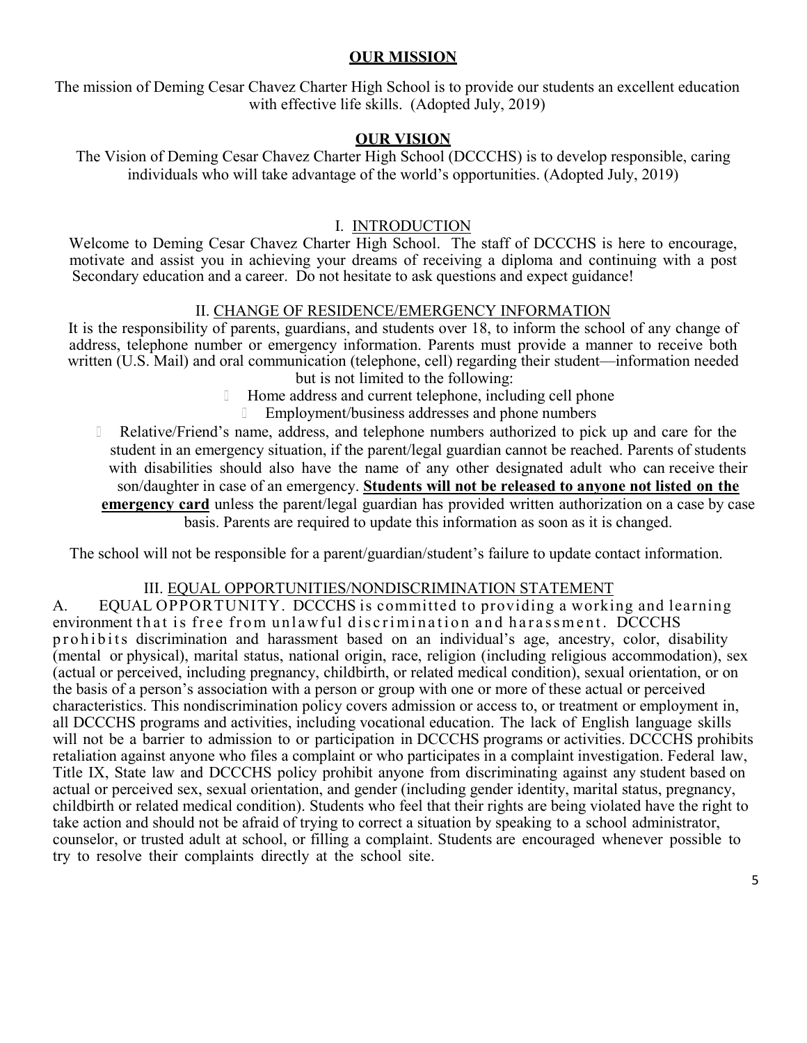## OUR MISSION

The mission of Deming Cesar Chavez Charter High School is to provide our students an excellent education with effective life skills. (Adopted July, 2019)

## OUR VISION

The Vision of Deming Cesar Chavez Charter High School (DCCCHS) is to develop responsible, caring individuals who will take advantage of the world's opportunities. (Adopted July, 2019)

### I. INTRODUCTION

Welcome to Deming Cesar Chavez Charter High School. The staff of DCCCHS is here to encourage, motivate and assist you in achieving your dreams of receiving a diploma and continuing with a post Secondary education and a career. Do not hesitate to ask questions and expect guidance!

### II. CHANGE OF RESIDENCE/EMERGENCY INFORMATION

It is the responsibility of parents, guardians, and students over 18, to inform the school of any change of address, telephone number or emergency information. Parents must provide a manner to receive both written (U.S. Mail) and oral communication (telephone, cell) regarding their student—information needed but is not limited to the following:

- Home address and current telephone, including cell phone
- Employment/business addresses and phone numbers
- Relative/Friend's name, address, and telephone numbers authorized to pick up and care for the student in an emergency situation, if the parent/legal guardian cannot be reached. Parents of students with disabilities should also have the name of any other designated adult who can receive their son/daughter in case of an emergency. **Students will not be released to anyone not listed on the emergency card** unless the parent/legal guardian has provided written authorization on a case by case basis. Parents are required to update this information as soon as it is changed.

The school will not be responsible for a parent/guardian/student's failure to update contact information.

### III. EQUAL OPPORTUNITIES/NONDISCRIMINATION STATEMENT

A. EQUAL OPPORTUNITY. DCCCHS is committed to providing a working and learning environment that is free from unlawful discrimination and harassment. DCCCHS prohibits discrimination and harassment based on an individual's age, ancestry, color, disability (mental or physical), marital status, national origin, race, religion (including religious accommodation), sex (actual or perceived, including pregnancy, childbirth, or related medical condition), sexual orientation, or on the basis of a person's association with a person or group with one or more of these actual or perceived characteristics. This nondiscrimination policy covers admission or access to, or treatment or employment in, all DCCCHS programs and activities, including vocational education. The lack of English language skills will not be a barrier to admission to or participation in DCCCHS programs or activities. DCCCHS prohibits retaliation against anyone who files a complaint or who participates in a complaint investigation. Federal law, Title IX, State law and DCCCHS policy prohibit anyone from discriminating against any student based on actual or perceived sex, sexual orientation, and gender (including gender identity, marital status, pregnancy, childbirth or related medical condition). Students who feel that their rights are being violated have the right to take action and should not be afraid of trying to correct a situation by speaking to a school administrator, counselor, or trusted adult at school, or filling a complaint. Students are encouraged whenever possible to try to resolve their complaints directly at the school site.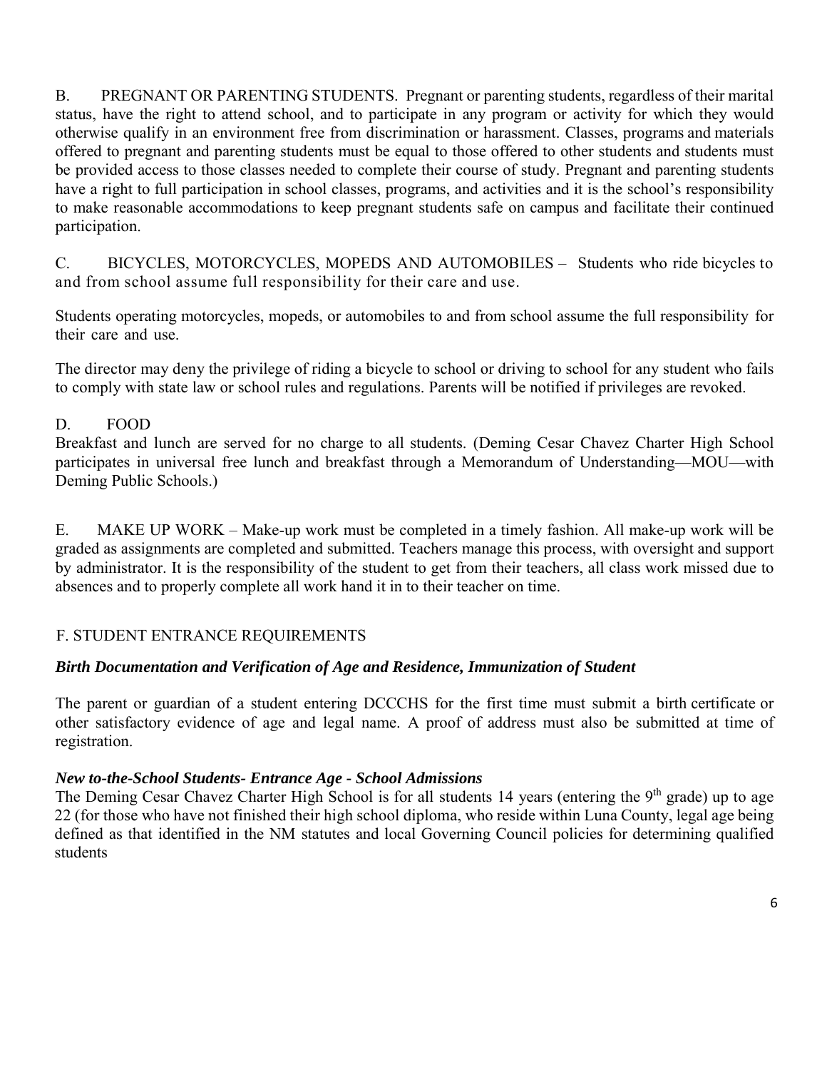B. PREGNANT OR PARENTING STUDENTS. Pregnant or parenting students, regardless of their marital status, have the right to attend school, and to participate in any program or activity for which they would otherwise qualify in an environment free from discrimination or harassment. Classes, programs and materials offered to pregnant and parenting students must be equal to those offered to other students and students must be provided access to those classes needed to complete their course of study. Pregnant and parenting students have a right to full participation in school classes, programs, and activities and it is the school's responsibility to make reasonable accommodations to keep pregnant students safe on campus and facilitate their continued participation.

C. BICYCLES, MOTORCYCLES, MOPEDS AND AUTOMOBILES – Students who ride bicycles to and from school assume full responsibility for their care and use.

Students operating motorcycles, mopeds, or automobiles to and from school assume the full responsibility for their care and use.

The director may deny the privilege of riding a bicycle to school or driving to school for any student who fails to comply with state law or school rules and regulations. Parents will be notified if privileges are revoked.

D. FOOD

Breakfast and lunch are served for no charge to all students. (Deming Cesar Chavez Charter High School participates in universal free lunch and breakfast through a Memorandum of Understanding—MOU—with Deming Public Schools.)

E. MAKE UP WORK – Make-up work must be completed in a timely fashion. All make-up work will be graded as assignments are completed and submitted. Teachers manage this process, with oversight and support by administrator. It is the responsibility of the student to get from their teachers, all class work missed due to absences and to properly complete all work hand it in to their teacher on time.

F. STUDENT ENTRANCE REQUIREMENTS

***Birth Documentation and Verification of Age and Residence, Immunization of Student***

The parent or guardian of a student entering DCCCHS for the first time must submit a birth certificate or other satisfactory evidence of age and legal name. A proof of address must also be submitted at time of registration.

***New to-the-School Students- Entrance Age - School Admissions***

The Deming Cesar Chavez Charter High School is for all students 14 years (entering the 9th grade) up to age 22 (for those who have not finished their high school diploma, who reside within Luna County, legal age being defined as that identified in the NM statutes and local Governing Council policies for determining qualified students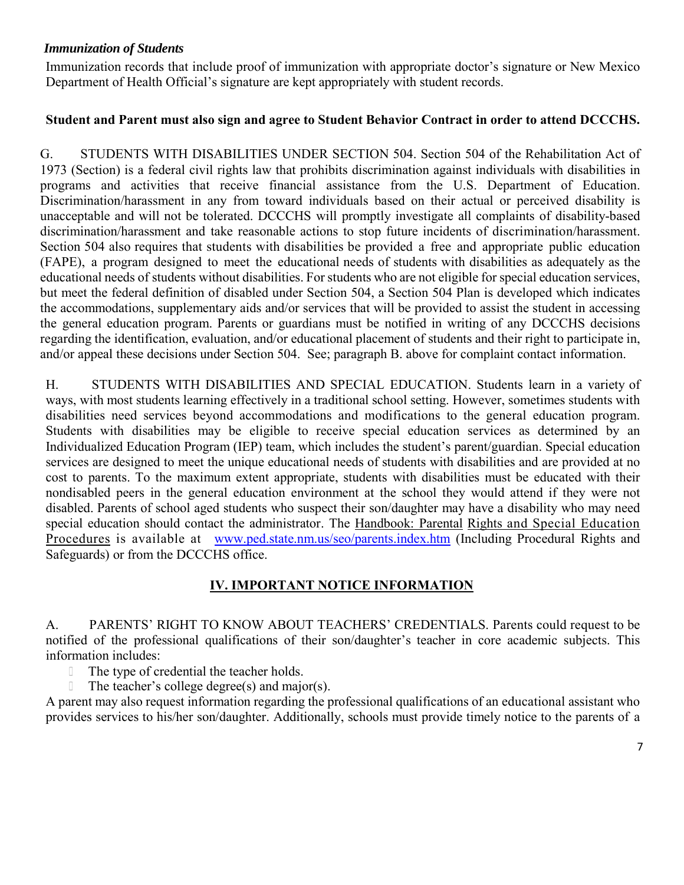***Immunization of Students***

Immunization records that include proof of immunization with appropriate doctor's signature or New Mexico Department of Health Official's signature are kept appropriately with student records.

**Student and Parent must also sign and agree to Student Behavior Contract in order to attend DCCCHS.**

G. STUDENTS WITH DISABILITIES UNDER SECTION 504. Section 504 of the Rehabilitation Act of 1973 (Section) is a federal civil rights law that prohibits discrimination against individuals with disabilities in programs and activities that receive financial assistance from the U.S. Department of Education. Discrimination/harassment in any from toward individuals based on their actual or perceived disability is unacceptable and will not be tolerated. DCCCHS will promptly investigate all complaints of disability-based discrimination/harassment and take reasonable actions to stop future incidents of discrimination/harassment. Section 504 also requires that students with disabilities be provided a free and appropriate public education (FAPE), a program designed to meet the educational needs of students with disabilities as adequately as the educational needs of students without disabilities. For students who are not eligible for special education services, but meet the federal definition of disabled under Section 504, a Section 504 Plan is developed which indicates the accommodations, supplementary aids and/or services that will be provided to assist the student in accessing the general education program. Parents or guardians must be notified in writing of any DCCCHS decisions regarding the identification, evaluation, and/or educational placement of students and their right to participate in, and/or appeal these decisions under Section 504. See; paragraph B. above for complaint contact information.

H. STUDENTS WITH DISABILITIES AND SPECIAL EDUCATION. Students learn in a variety of ways, with most students learning effectively in a traditional school setting. However, sometimes students with disabilities need services beyond accommodations and modifications to the general education program. Students with disabilities may be eligible to receive special education services as determined by an Individualized Education Program (IEP) team, which includes the student's parent/guardian. Special education services are designed to meet the unique educational needs of students with disabilities and are provided at no cost to parents. To the maximum extent appropriate, students with disabilities must be educated with their nondisabled peers in the general education environment at the school they would attend if they were not disabled. Parents of school aged students who suspect their son/daughter may have a disability who may need special education should contact the administrator. The Handbook: Parental Rights and Special Education Procedures is available at [www.ped.state.nm.us/seo/parents.index.htm](www.ped.state.nm.us/seo/parents.index.htm) (Including Procedural Rights and Safeguards) or from the DCCCHS office.

## IV. IMPORTANT NOTICE INFORMATION

A. PARENTS' RIGHT TO KNOW ABOUT TEACHERS' CREDENTIALS. Parents could request to be notified of the professional qualifications of their son/daughter's teacher in core academic subjects. This information includes:

- The type of credential the teacher holds.
- The teacher's college degree(s) and major(s).

A parent may also request information regarding the professional qualifications of an educational assistant who provides services to his/her son/daughter. Additionally, schools must provide timely notice to the parents of a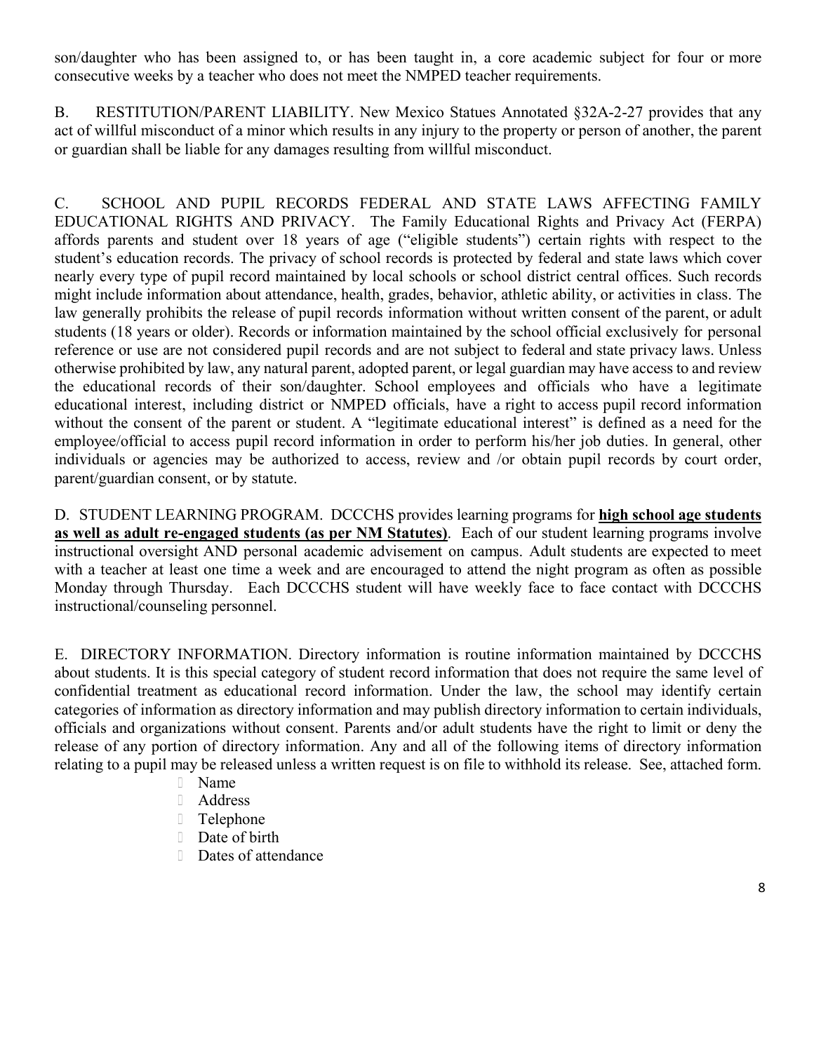son/daughter who has been assigned to, or has been taught in, a core academic subject for four or more consecutive weeks by a teacher who does not meet the NMPED teacher requirements.

B. RESTITUTION/PARENT LIABILITY. New Mexico Statues Annotated §32A-2-27 provides that any act of willful misconduct of a minor which results in any injury to the property or person of another, the parent or guardian shall be liable for any damages resulting from willful misconduct.

C. SCHOOL AND PUPIL RECORDS FEDERAL AND STATE LAWS AFFECTING FAMILY EDUCATIONAL RIGHTS AND PRIVACY. The Family Educational Rights and Privacy Act (FERPA) affords parents and student over 18 years of age ("eligible students") certain rights with respect to the student's education records. The privacy of school records is protected by federal and state laws which cover nearly every type of pupil record maintained by local schools or school district central offices. Such records might include information about attendance, health, grades, behavior, athletic ability, or activities in class. The law generally prohibits the release of pupil records information without written consent of the parent, or adult students (18 years or older). Records or information maintained by the school official exclusively for personal reference or use are not considered pupil records and are not subject to federal and state privacy laws. Unless otherwise prohibited by law, any natural parent, adopted parent, or legal guardian may have access to and review the educational records of their son/daughter. School employees and officials who have a legitimate educational interest, including district or NMPED officials, have a right to access pupil record information without the consent of the parent or student. A "legitimate educational interest" is defined as a need for the employee/official to access pupil record information in order to perform his/her job duties. In general, other individuals or agencies may be authorized to access, review and /or obtain pupil records by court order, parent/guardian consent, or by statute.

D. STUDENT LEARNING PROGRAM. DCCCHS provides learning programs for **high school age students as well as adult re-engaged students (as per NM Statutes)**. Each of our student learning programs involve instructional oversight AND personal academic advisement on campus. Adult students are expected to meet with a teacher at least one time a week and are encouraged to attend the night program as often as possible Monday through Thursday. Each DCCCHS student will have weekly face to face contact with DCCCHS instructional/counseling personnel.

E. DIRECTORY INFORMATION. Directory information is routine information maintained by DCCCHS about students. It is this special category of student record information that does not require the same level of confidential treatment as educational record information. Under the law, the school may identify certain categories of information as directory information and may publish directory information to certain individuals, officials and organizations without consent. Parents and/or adult students have the right to limit or deny the release of any portion of directory information. Any and all of the following items of directory information relating to a pupil may be released unless a written request is on file to withhold its release. See, attached form.

- Name
- Address
- Telephone
- Date of birth
- Dates of attendance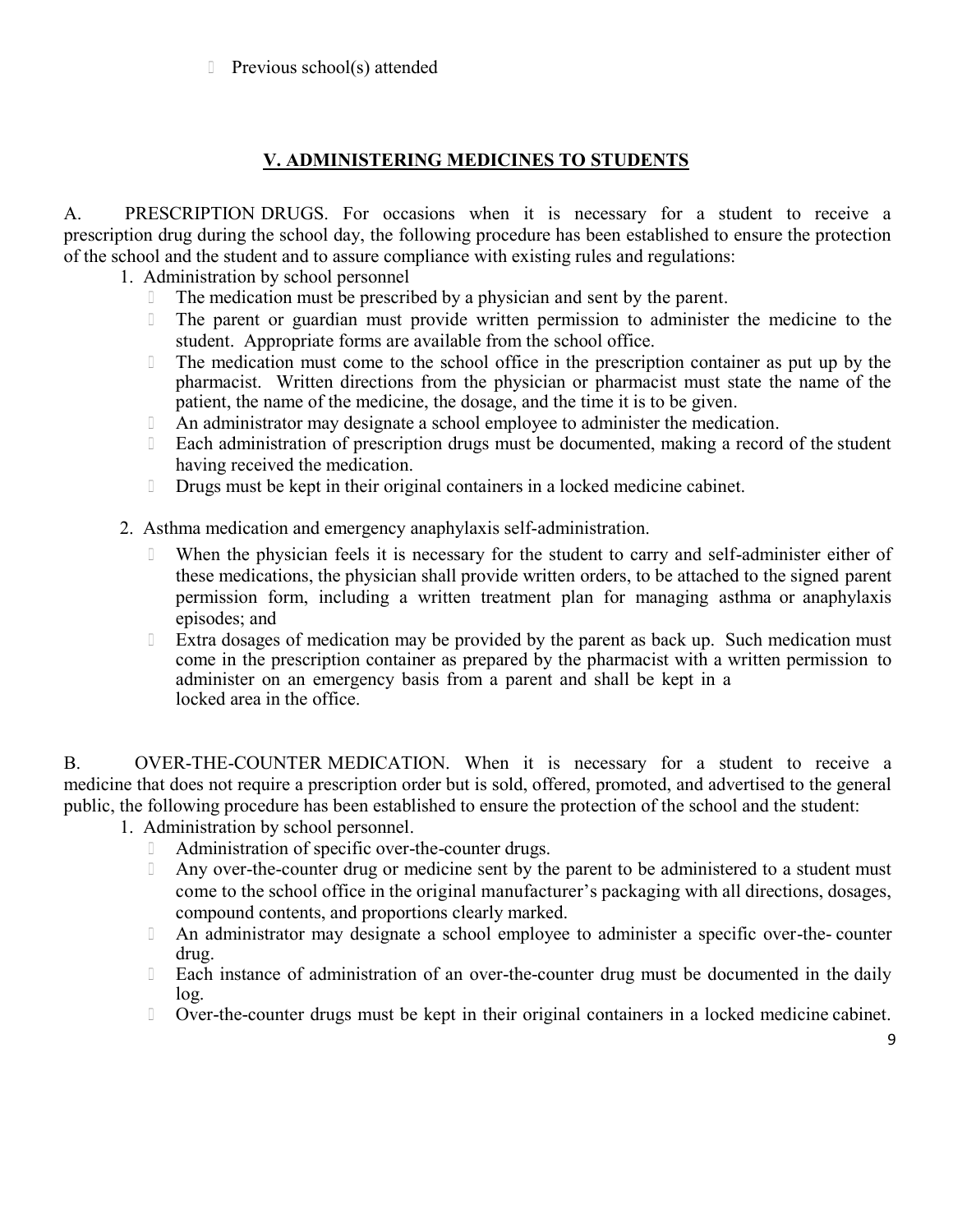- Previous school(s) attended

## V. ADMINISTERING MEDICINES TO STUDENTS

A. PRESCRIPTION DRUGS. For occasions when it is necessary for a student to receive a prescription drug during the school day, the following procedure has been established to ensure the protection of the school and the student and to assure compliance with existing rules and regulations:

1. Administration by school personnel
   - The medication must be prescribed by a physician and sent by the parent.
   - The parent or guardian must provide written permission to administer the medicine to the student. Appropriate forms are available from the school office.
   - The medication must come to the school office in the prescription container as put up by the pharmacist. Written directions from the physician or pharmacist must state the name of the patient, the name of the medicine, the dosage, and the time it is to be given.
   - An administrator may designate a school employee to administer the medication.
   - Each administration of prescription drugs must be documented, making a record of the student having received the medication.
   - Drugs must be kept in their original containers in a locked medicine cabinet.

2. Asthma medication and emergency anaphylaxis self-administration.
   - When the physician feels it is necessary for the student to carry and self-administer either of these medications, the physician shall provide written orders, to be attached to the signed parent permission form, including a written treatment plan for managing asthma or anaphylaxis episodes; and
   - Extra dosages of medication may be provided by the parent as back up. Such medication must come in the prescription container as prepared by the pharmacist with a written permission to administer on an emergency basis from a parent and shall be kept in a locked area in the office.

B. OVER-THE-COUNTER MEDICATION. When it is necessary for a student to receive a medicine that does not require a prescription order but is sold, offered, promoted, and advertised to the general public, the following procedure has been established to ensure the protection of the school and the student:

1. Administration by school personnel.
   - Administration of specific over-the-counter drugs.
   - Any over-the-counter drug or medicine sent by the parent to be administered to a student must come to the school office in the original manufacturer's packaging with all directions, dosages, compound contents, and proportions clearly marked.
   - An administrator may designate a school employee to administer a specific over-the- counter drug.
   - Each instance of administration of an over-the-counter drug must be documented in the daily log.
   - Over-the-counter drugs must be kept in their original containers in a locked medicine cabinet.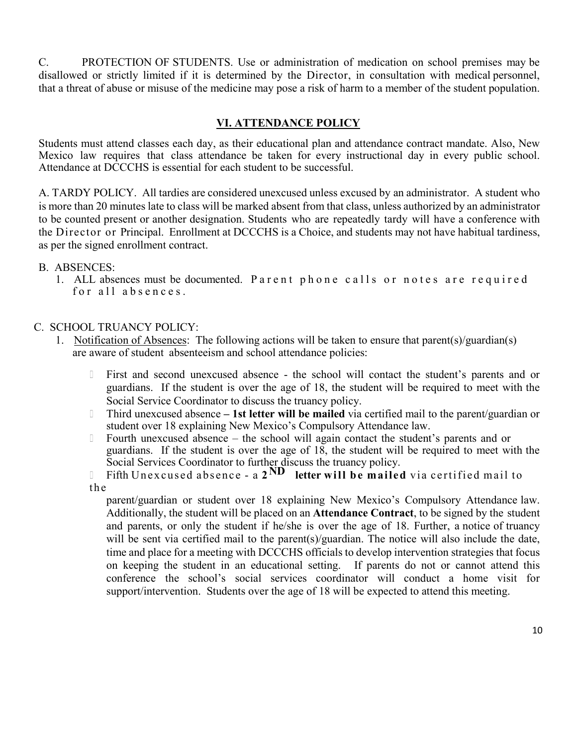C. PROTECTION OF STUDENTS. Use or administration of medication on school premises may be disallowed or strictly limited if it is determined by the Director, in consultation with medical personnel, that a threat of abuse or misuse of the medicine may pose a risk of harm to a member of the student population.

## VI. ATTENDANCE POLICY

Students must attend classes each day, as their educational plan and attendance contract mandate. Also, New Mexico law requires that class attendance be taken for every instructional day in every public school. Attendance at DCCCHS is essential for each student to be successful.

A. TARDY POLICY. All tardies are considered unexcused unless excused by an administrator. A student who is more than 20 minutes late to class will be marked absent from that class, unless authorized by an administrator to be counted present or another designation. Students who are repeatedly tardy will have a conference with the Director or Principal. Enrollment at DCCCHS is a Choice, and students may not have habitual tardiness, as per the signed enrollment contract.

B. ABSENCES:

1. ALL absences must be documented. Parent phone calls or notes are required for all absences.

C. SCHOOL TRUANCY POLICY:

1. Notification of Absences: The following actions will be taken to ensure that parent(s)/guardian(s) are aware of student absenteeism and school attendance policies:
   - First and second unexcused absence - the school will contact the student's parents and or guardians. If the student is over the age of 18, the student will be required to meet with the Social Service Coordinator to discuss the truancy policy.
   - Third unexcused absence **– 1st letter will be mailed** via certified mail to the parent/guardian or student over 18 explaining New Mexico's Compulsory Attendance law.
   - Fourth unexcused absence – the school will again contact the student's parents and or guardians. If the student is over the age of 18, the student will be required to meet with the Social Services Coordinator to further discuss the truancy policy.
   - Fifth Unexcused absence - a **2ND letter will be mailed** via certified mail to the parent/guardian or student over 18 explaining New Mexico's Compulsory Attendance law. Additionally, the student will be placed on an **Attendance Contract**, to be signed by the student and parents, or only the student if he/she is over the age of 18. Further, a notice of truancy will be sent via certified mail to the parent(s)/guardian. The notice will also include the date, time and place for a meeting with DCCCHS officials to develop intervention strategies that focus on keeping the student in an educational setting. If parents do not or cannot attend this conference the school's social services coordinator will conduct a home visit for support/intervention. Students over the age of 18 will be expected to attend this meeting.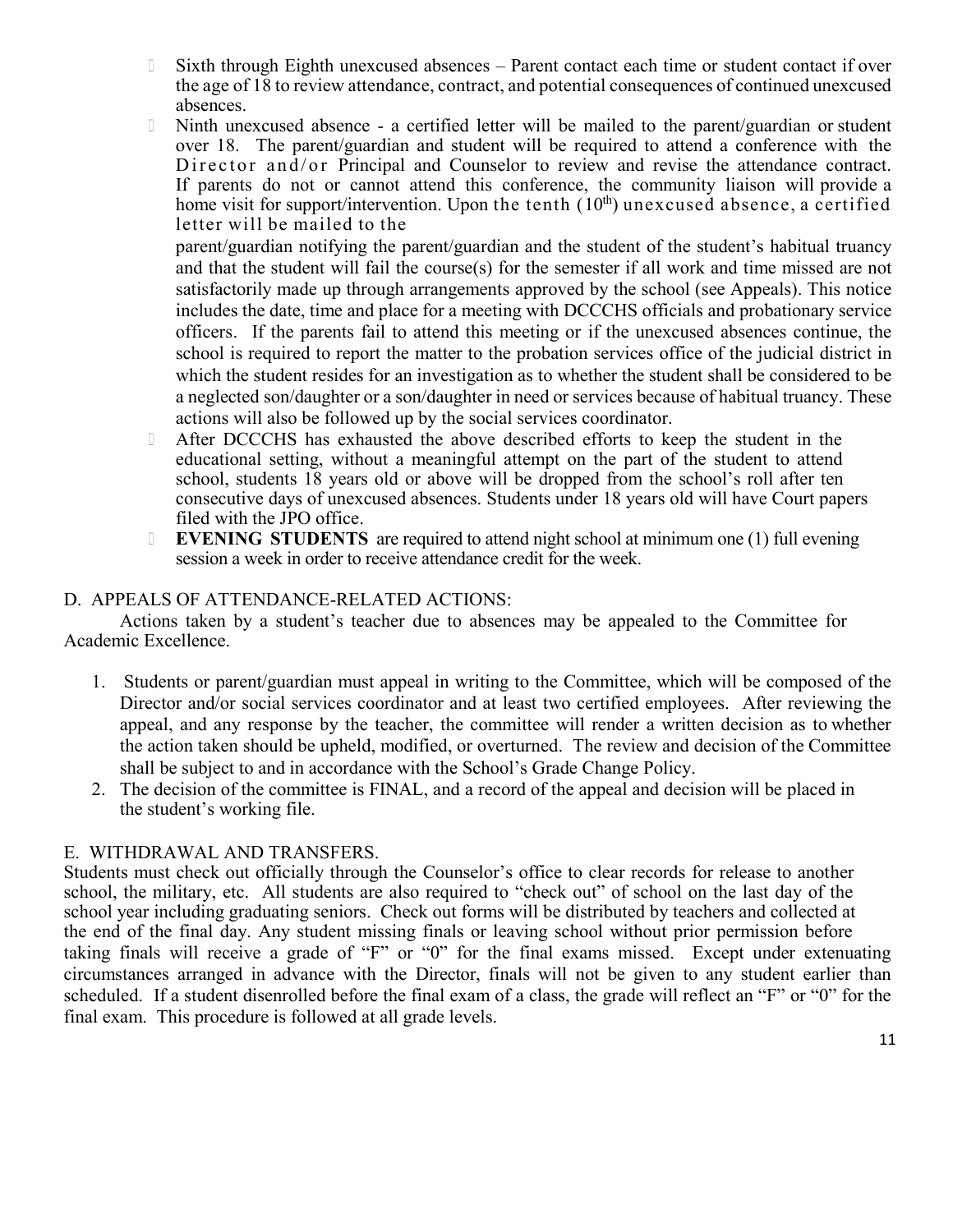- Sixth through Eighth unexcused absences – Parent contact each time or student contact if over the age of 18 to review attendance, contract, and potential consequences of continued unexcused absences.
- Ninth unexcused absence - a certified letter will be mailed to the parent/guardian or student over 18. The parent/guardian and student will be required to attend a conference with the Director and/or Principal and Counselor to review and revise the attendance contract. If parents do not or cannot attend this conference, the community liaison will provide a home visit for support/intervention. Upon the tenth (10th) unexcused absence, a certified letter will be mailed to the parent/guardian notifying the parent/guardian and the student of the student's habitual truancy and that the student will fail the course(s) for the semester if all work and time missed are not satisfactorily made up through arrangements approved by the school (see Appeals). This notice includes the date, time and place for a meeting with DCCCHS officials and probationary service officers. If the parents fail to attend this meeting or if the unexcused absences continue, the school is required to report the matter to the probation services office of the judicial district in which the student resides for an investigation as to whether the student shall be considered to be a neglected son/daughter or a son/daughter in need or services because of habitual truancy. These actions will also be followed up by the social services coordinator.
- After DCCCHS has exhausted the above described efforts to keep the student in the educational setting, without a meaningful attempt on the part of the student to attend school, students 18 years old or above will be dropped from the school's roll after ten consecutive days of unexcused absences. Students under 18 years old will have Court papers filed with the JPO office.
- **EVENING STUDENTS** are required to attend night school at minimum one (1) full evening session a week in order to receive attendance credit for the week.

## D. APPEALS OF ATTENDANCE-RELATED ACTIONS:

Actions taken by a student's teacher due to absences may be appealed to the Committee for Academic Excellence.

1. Students or parent/guardian must appeal in writing to the Committee, which will be composed of the Director and/or social services coordinator and at least two certified employees. After reviewing the appeal, and any response by the teacher, the committee will render a written decision as to whether the action taken should be upheld, modified, or overturned. The review and decision of the Committee shall be subject to and in accordance with the School's Grade Change Policy.
2. The decision of the committee is FINAL, and a record of the appeal and decision will be placed in the student's working file.

## E. WITHDRAWAL AND TRANSFERS.

Students must check out officially through the Counselor's office to clear records for release to another school, the military, etc. All students are also required to "check out" of school on the last day of the school year including graduating seniors. Check out forms will be distributed by teachers and collected at the end of the final day. Any student missing finals or leaving school without prior permission before taking finals will receive a grade of "F" or "0" for the final exams missed. Except under extenuating circumstances arranged in advance with the Director, finals will not be given to any student earlier than scheduled. If a student disenrolled before the final exam of a class, the grade will reflect an "F" or "0" for the final exam. This procedure is followed at all grade levels.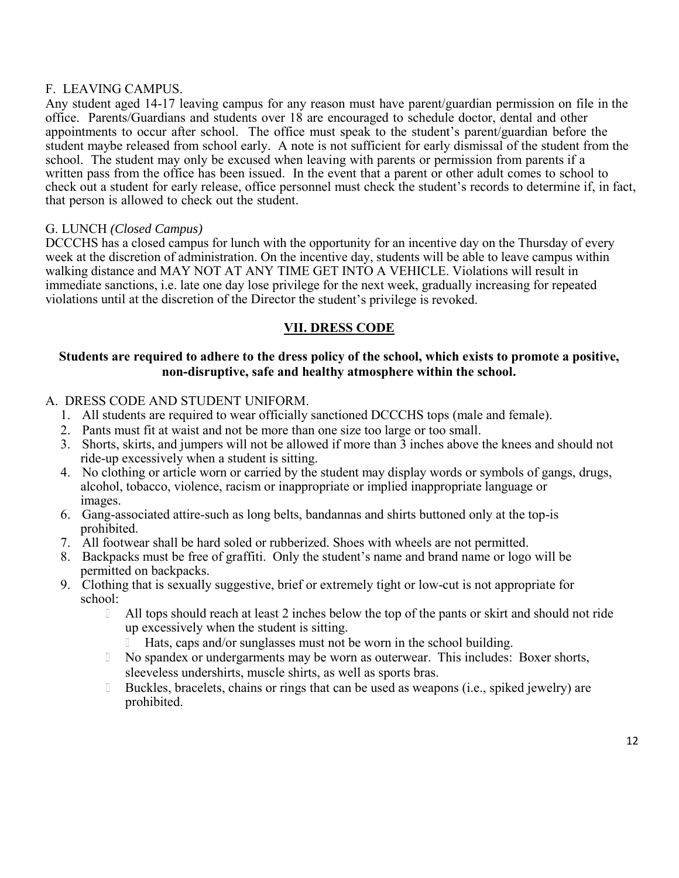F. LEAVING CAMPUS.
Any student aged 14-17 leaving campus for any reason must have parent/guardian permission on file in the office. Parents/Guardians and students over 18 are encouraged to schedule doctor, dental and other appointments to occur after school. The office must speak to the student's parent/guardian before the student maybe released from school early. A note is not sufficient for early dismissal of the student from the school. The student may only be excused when leaving with parents or permission from parents if a written pass from the office has been issued. In the event that a parent or other adult comes to school to check out a student for early release, office personnel must check the student's records to determine if, in fact, that person is allowed to check out the student.

G. LUNCH *(Closed Campus)*
DCCCHS has a closed campus for lunch with the opportunity for an incentive day on the Thursday of every week at the discretion of administration. On the incentive day, students will be able to leave campus within walking distance and MAY NOT AT ANY TIME GET INTO A VEHICLE. Violations will result in immediate sanctions, i.e. late one day lose privilege for the next week, gradually increasing for repeated violations until at the discretion of the Director the student's privilege is revoked.

## VII. DRESS CODE

**Students are required to adhere to the dress policy of the school, which exists to promote a positive, non-disruptive, safe and healthy atmosphere within the school.**

A. DRESS CODE AND STUDENT UNIFORM.

1. All students are required to wear officially sanctioned DCCCHS tops (male and female).
2. Pants must fit at waist and not be more than one size too large or too small.
3. Shorts, skirts, and jumpers will not be allowed if more than 3 inches above the knees and should not ride-up excessively when a student is sitting.
4. No clothing or article worn or carried by the student may display words or symbols of gangs, drugs, alcohol, tobacco, violence, racism or inappropriate or implied inappropriate language or images.
6. Gang-associated attire-such as long belts, bandannas and shirts buttoned only at the top-is prohibited.
7. All footwear shall be hard soled or rubberized. Shoes with wheels are not permitted.
8. Backpacks must be free of graffiti. Only the student's name and brand name or logo will be permitted on backpacks.
9. Clothing that is sexually suggestive, brief or extremely tight or low-cut is not appropriate for school:
   - All tops should reach at least 2 inches below the top of the pants or skirt and should not ride up excessively when the student is sitting.
     - Hats, caps and/or sunglasses must not be worn in the school building.
   - No spandex or undergarments may be worn as outerwear. This includes: Boxer shorts, sleeveless undershirts, muscle shirts, as well as sports bras.
   - Buckles, bracelets, chains or rings that can be used as weapons (i.e., spiked jewelry) are prohibited.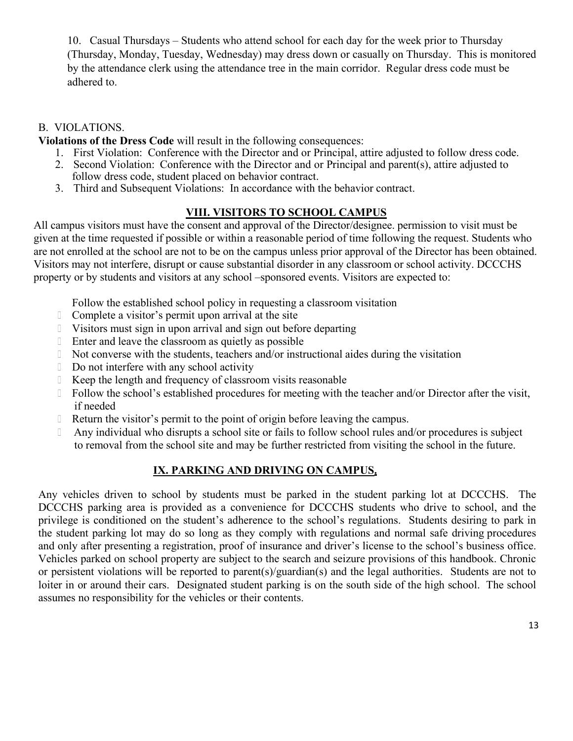10. Casual Thursdays – Students who attend school for each day for the week prior to Thursday (Thursday, Monday, Tuesday, Wednesday) may dress down or casually on Thursday. This is monitored by the attendance clerk using the attendance tree in the main corridor. Regular dress code must be adhered to.

B. VIOLATIONS.

**Violations of the Dress Code** will result in the following consequences:

1. First Violation: Conference with the Director and or Principal, attire adjusted to follow dress code.
2. Second Violation: Conference with the Director and or Principal and parent(s), attire adjusted to follow dress code, student placed on behavior contract.
3. Third and Subsequent Violations: In accordance with the behavior contract.

## VIII. VISITORS TO SCHOOL CAMPUS

All campus visitors must have the consent and approval of the Director/designee. permission to visit must be given at the time requested if possible or within a reasonable period of time following the request. Students who are not enrolled at the school are not to be on the campus unless prior approval of the Director has been obtained. Visitors may not interfere, disrupt or cause substantial disorder in any classroom or school activity. DCCCHS property or by students and visitors at any school –sponsored events. Visitors are expected to:

- Follow the established school policy in requesting a classroom visitation
- Complete a visitor's permit upon arrival at the site
- Visitors must sign in upon arrival and sign out before departing
- Enter and leave the classroom as quietly as possible
- Not converse with the students, teachers and/or instructional aides during the visitation
- Do not interfere with any school activity
- Keep the length and frequency of classroom visits reasonable
- Follow the school's established procedures for meeting with the teacher and/or Director after the visit, if needed
- Return the visitor's permit to the point of origin before leaving the campus.
- Any individual who disrupts a school site or fails to follow school rules and/or procedures is subject to removal from the school site and may be further restricted from visiting the school in the future.

## IX. PARKING AND DRIVING ON CAMPUS.

Any vehicles driven to school by students must be parked in the student parking lot at DCCCHS. The DCCCHS parking area is provided as a convenience for DCCCHS students who drive to school, and the privilege is conditioned on the student's adherence to the school's regulations. Students desiring to park in the student parking lot may do so long as they comply with regulations and normal safe driving procedures and only after presenting a registration, proof of insurance and driver's license to the school's business office. Vehicles parked on school property are subject to the search and seizure provisions of this handbook. Chronic or persistent violations will be reported to parent(s)/guardian(s) and the legal authorities. Students are not to loiter in or around their cars. Designated student parking is on the south side of the high school. The school assumes no responsibility for the vehicles or their contents.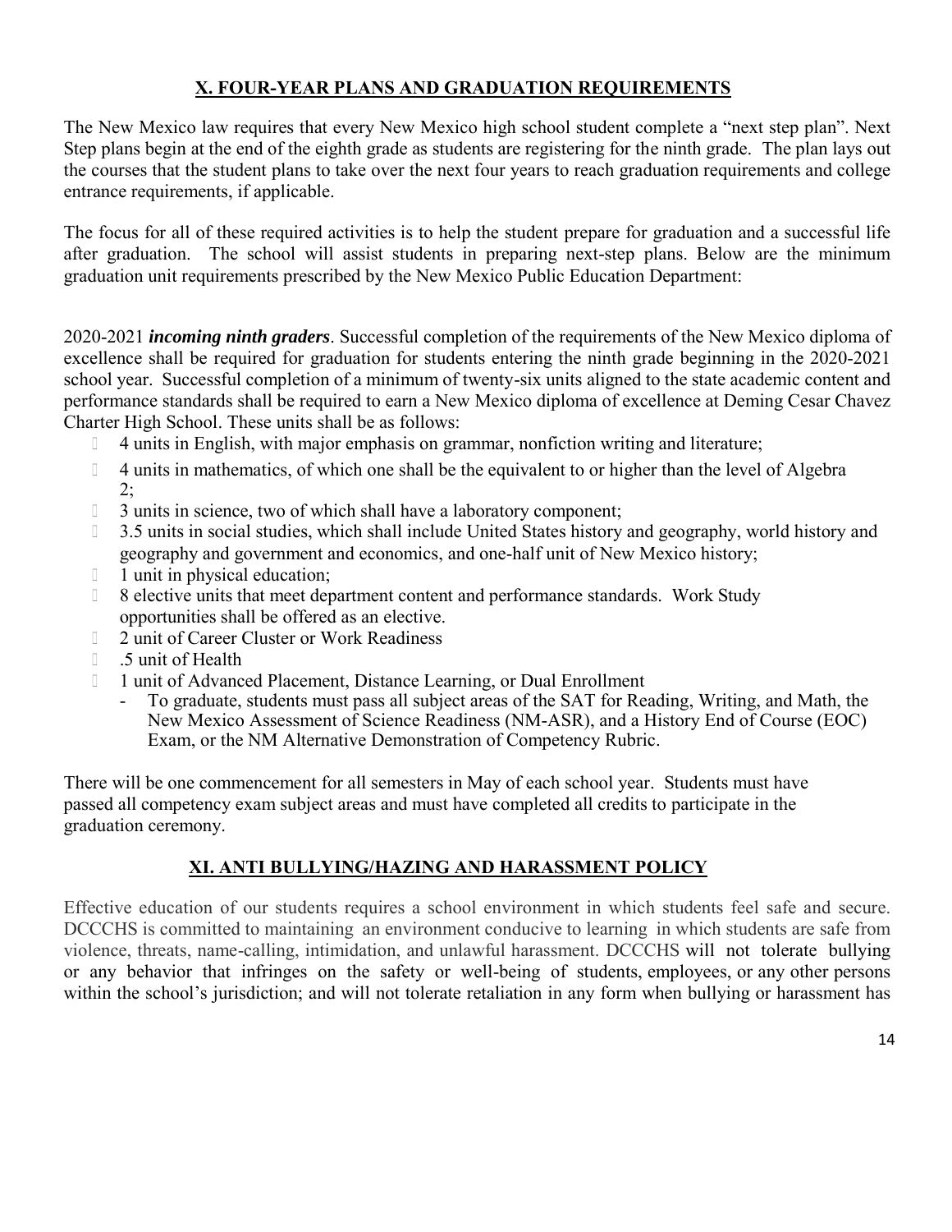## X. FOUR-YEAR PLANS AND GRADUATION REQUIREMENTS

The New Mexico law requires that every New Mexico high school student complete a "next step plan". Next Step plans begin at the end of the eighth grade as students are registering for the ninth grade. The plan lays out the courses that the student plans to take over the next four years to reach graduation requirements and college entrance requirements, if applicable.

The focus for all of these required activities is to help the student prepare for graduation and a successful life after graduation. The school will assist students in preparing next-step plans. Below are the minimum graduation unit requirements prescribed by the New Mexico Public Education Department:

2020-2021 ***incoming ninth graders***. Successful completion of the requirements of the New Mexico diploma of excellence shall be required for graduation for students entering the ninth grade beginning in the 2020-2021 school year. Successful completion of a minimum of twenty-six units aligned to the state academic content and performance standards shall be required to earn a New Mexico diploma of excellence at Deming Cesar Chavez Charter High School. These units shall be as follows:

- 4 units in English, with major emphasis on grammar, nonfiction writing and literature;
- 4 units in mathematics, of which one shall be the equivalent to or higher than the level of Algebra 2;
- 3 units in science, two of which shall have a laboratory component;
- 3.5 units in social studies, which shall include United States history and geography, world history and geography and government and economics, and one-half unit of New Mexico history;
- 1 unit in physical education;
- 8 elective units that meet department content and performance standards. Work Study opportunities shall be offered as an elective.
- 2 unit of Career Cluster or Work Readiness
- .5 unit of Health
- 1 unit of Advanced Placement, Distance Learning, or Dual Enrollment
  - To graduate, students must pass all subject areas of the SAT for Reading, Writing, and Math, the New Mexico Assessment of Science Readiness (NM-ASR), and a History End of Course (EOC) Exam, or the NM Alternative Demonstration of Competency Rubric.

There will be one commencement for all semesters in May of each school year. Students must have passed all competency exam subject areas and must have completed all credits to participate in the graduation ceremony.

## XI. ANTI BULLYING/HAZING AND HARASSMENT POLICY

Effective education of our students requires a school environment in which students feel safe and secure. DCCCHS is committed to maintaining an environment conducive to learning in which students are safe from violence, threats, name-calling, intimidation, and unlawful harassment. DCCCHS will not tolerate bullying or any behavior that infringes on the safety or well-being of students, employees, or any other persons within the school's jurisdiction; and will not tolerate retaliation in any form when bullying or harassment has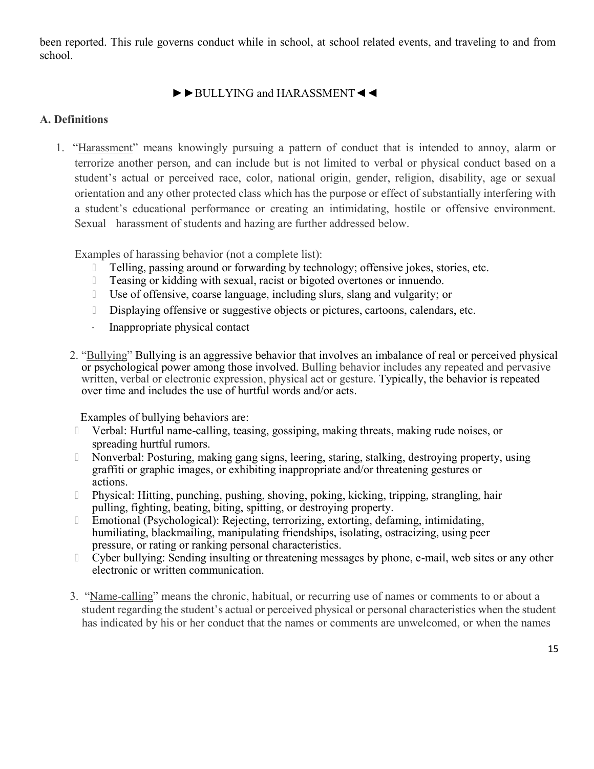been reported. This rule governs conduct while in school, at school related events, and traveling to and from school.

## ►►BULLYING and HARASSMENT◄◄

### A. Definitions

1. "Harassment" means knowingly pursuing a pattern of conduct that is intended to annoy, alarm or terrorize another person, and can include but is not limited to verbal or physical conduct based on a student's actual or perceived race, color, national origin, gender, religion, disability, age or sexual orientation and any other protected class which has the purpose or effect of substantially interfering with a student's educational performance or creating an intimidating, hostile or offensive environment. Sexual harassment of students and hazing are further addressed below.

   Examples of harassing behavior (not a complete list):
   - Telling, passing around or forwarding by technology; offensive jokes, stories, etc.
   - Teasing or kidding with sexual, racist or bigoted overtones or innuendo.
   - Use of offensive, coarse language, including slurs, slang and vulgarity; or
   - Displaying offensive or suggestive objects or pictures, cartoons, calendars, etc.
   - Inappropriate physical contact

2. "Bullying" Bullying is an aggressive behavior that involves an imbalance of real or perceived physical or psychological power among those involved. Bulling behavior includes any repeated and pervasive written, verbal or electronic expression, physical act or gesture. Typically, the behavior is repeated over time and includes the use of hurtful words and/or acts.

   Examples of bullying behaviors are:
   - Verbal: Hurtful name-calling, teasing, gossiping, making threats, making rude noises, or spreading hurtful rumors.
   - Nonverbal: Posturing, making gang signs, leering, staring, stalking, destroying property, using graffiti or graphic images, or exhibiting inappropriate and/or threatening gestures or actions.
   - Physical: Hitting, punching, pushing, shoving, poking, kicking, tripping, strangling, hair pulling, fighting, beating, biting, spitting, or destroying property.
   - Emotional (Psychological): Rejecting, terrorizing, extorting, defaming, intimidating, humiliating, blackmailing, manipulating friendships, isolating, ostracizing, using peer pressure, or rating or ranking personal characteristics.
   - Cyber bullying: Sending insulting or threatening messages by phone, e-mail, web sites or any other electronic or written communication.

3. "Name-calling" means the chronic, habitual, or recurring use of names or comments to or about a student regarding the student's actual or perceived physical or personal characteristics when the student has indicated by his or her conduct that the names or comments are unwelcomed, or when the names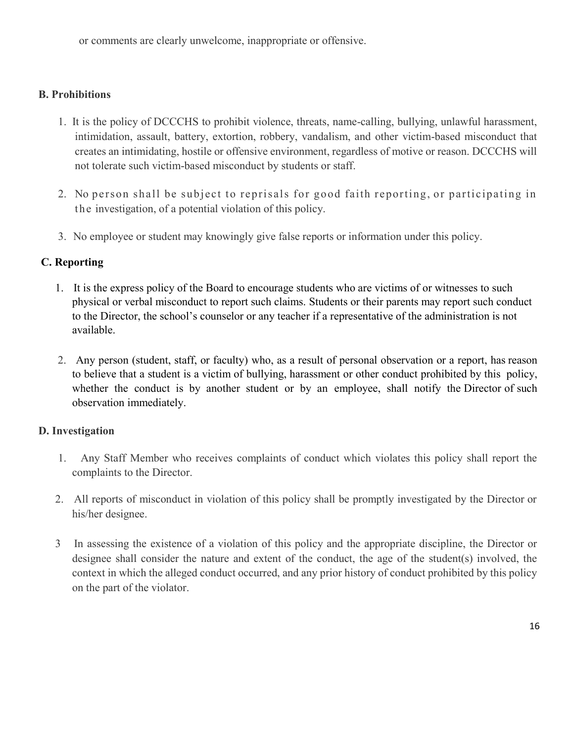or comments are clearly unwelcome, inappropriate or offensive.

**B. Prohibitions**

1. It is the policy of DCCCHS to prohibit violence, threats, name-calling, bullying, unlawful harassment, intimidation, assault, battery, extortion, robbery, vandalism, and other victim-based misconduct that creates an intimidating, hostile or offensive environment, regardless of motive or reason. DCCCHS will not tolerate such victim-based misconduct by students or staff.
2. No person shall be subject to reprisals for good faith reporting, or participating in the investigation, of a potential violation of this policy.
3. No employee or student may knowingly give false reports or information under this policy.

**C. Reporting**

1. It is the express policy of the Board to encourage students who are victims of or witnesses to such physical or verbal misconduct to report such claims. Students or their parents may report such conduct to the Director, the school's counselor or any teacher if a representative of the administration is not available.
2. Any person (student, staff, or faculty) who, as a result of personal observation or a report, has reason to believe that a student is a victim of bullying, harassment or other conduct prohibited by this policy, whether the conduct is by another student or by an employee, shall notify the Director of such observation immediately.

**D. Investigation**

1. Any Staff Member who receives complaints of conduct which violates this policy shall report the complaints to the Director.
2. All reports of misconduct in violation of this policy shall be promptly investigated by the Director or his/her designee.
3. In assessing the existence of a violation of this policy and the appropriate discipline, the Director or designee shall consider the nature and extent of the conduct, the age of the student(s) involved, the context in which the alleged conduct occurred, and any prior history of conduct prohibited by this policy on the part of the violator.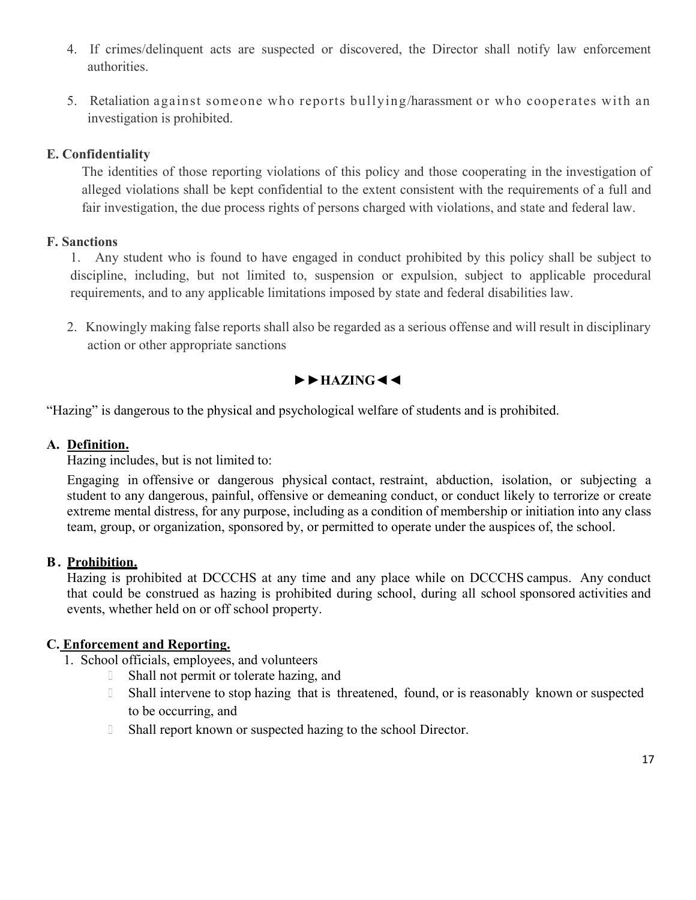4. If crimes/delinquent acts are suspected or discovered, the Director shall notify law enforcement authorities.

5. Retaliation against someone who reports bullying/harassment or who cooperates with an investigation is prohibited.

**E. Confidentiality**

The identities of those reporting violations of this policy and those cooperating in the investigation of alleged violations shall be kept confidential to the extent consistent with the requirements of a full and fair investigation, the due process rights of persons charged with violations, and state and federal law.

**F. Sanctions**

1. Any student who is found to have engaged in conduct prohibited by this policy shall be subject to discipline, including, but not limited to, suspension or expulsion, subject to applicable procedural requirements, and to any applicable limitations imposed by state and federal disabilities law.

2. Knowingly making false reports shall also be regarded as a serious offense and will result in disciplinary action or other appropriate sanctions

## ►►HAZING◄◄

"Hazing" is dangerous to the physical and psychological welfare of students and is prohibited.

**A. <u>Definition.</u>**

Hazing includes, but is not limited to:

Engaging in offensive or dangerous physical contact, restraint, abduction, isolation, or subjecting a student to any dangerous, painful, offensive or demeaning conduct, or conduct likely to terrorize or create extreme mental distress, for any purpose, including as a condition of membership or initiation into any class team, group, or organization, sponsored by, or permitted to operate under the auspices of, the school.

**B. <u>Prohibition.</u>**

Hazing is prohibited at DCCCHS at any time and any place while on DCCCHS campus. Any conduct that could be construed as hazing is prohibited during school, during all school sponsored activities and events, whether held on or off school property.

**C. <u>Enforcement and Reporting.</u>**

1. School officials, employees, and volunteers
   - Shall not permit or tolerate hazing, and
   - Shall intervene to stop hazing that is threatened, found, or is reasonably known or suspected to be occurring, and
   - Shall report known or suspected hazing to the school Director.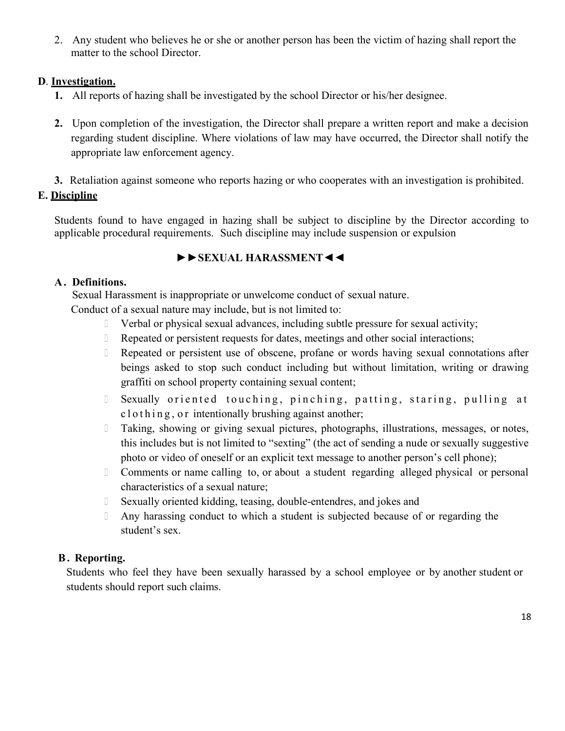2. Any student who believes he or she or another person has been the victim of hazing shall report the matter to the school Director.

**D**. **Investigation.**

1. All reports of hazing shall be investigated by the school Director or his/her designee.

2. Upon completion of the investigation, the Director shall prepare a written report and make a decision regarding student discipline. Where violations of law may have occurred, the Director shall notify the appropriate law enforcement agency.

3. Retaliation against someone who reports hazing or who cooperates with an investigation is prohibited.

**E. Discipline**

Students found to have engaged in hazing shall be subject to discipline by the Director according to applicable procedural requirements. Such discipline may include suspension or expulsion

## ►►SEXUAL HARASSMENT◄◄

**A. Definitions.**

Sexual Harassment is inappropriate or unwelcome conduct of sexual nature.

Conduct of a sexual nature may include, but is not limited to:

- Verbal or physical sexual advances, including subtle pressure for sexual activity;
- Repeated or persistent requests for dates, meetings and other social interactions;
- Repeated or persistent use of obscene, profane or words having sexual connotations after beings asked to stop such conduct including but without limitation, writing or drawing graffiti on school property containing sexual content;
- Sexually oriented touching, pinching, patting, staring, pulling at clothing, or intentionally brushing against another;
- Taking, showing or giving sexual pictures, photographs, illustrations, messages, or notes, this includes but is not limited to "sexting" (the act of sending a nude or sexually suggestive photo or video of oneself or an explicit text message to another person's cell phone);
- Comments or name calling to, or about a student regarding alleged physical or personal characteristics of a sexual nature;
- Sexually oriented kidding, teasing, double-entendres, and jokes and
- Any harassing conduct to which a student is subjected because of or regarding the student's sex.

**B. Reporting.**

Students who feel they have been sexually harassed by a school employee or by another student or students should report such claims.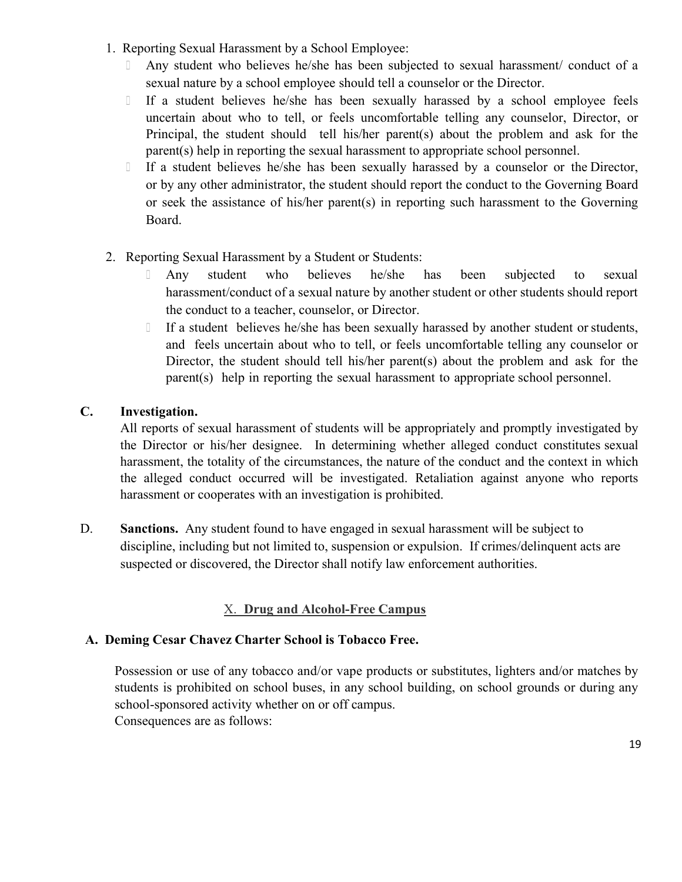1. Reporting Sexual Harassment by a School Employee:
   - Any student who believes he/she has been subjected to sexual harassment/ conduct of a sexual nature by a school employee should tell a counselor or the Director.
   - If a student believes he/she has been sexually harassed by a school employee feels uncertain about who to tell, or feels uncomfortable telling any counselor, Director, or Principal, the student should tell his/her parent(s) about the problem and ask for the parent(s) help in reporting the sexual harassment to appropriate school personnel.
   - If a student believes he/she has been sexually harassed by a counselor or the Director, or by any other administrator, the student should report the conduct to the Governing Board or seek the assistance of his/her parent(s) in reporting such harassment to the Governing Board.

2. Reporting Sexual Harassment by a Student or Students:
   - Any student who believes he/she has been subjected to sexual harassment/conduct of a sexual nature by another student or other students should report the conduct to a teacher, counselor, or Director.
   - If a student believes he/she has been sexually harassed by another student or students, and feels uncertain about who to tell, or feels uncomfortable telling any counselor or Director, the student should tell his/her parent(s) about the problem and ask for the parent(s) help in reporting the sexual harassment to appropriate school personnel.

**C. Investigation.**

All reports of sexual harassment of students will be appropriately and promptly investigated by the Director or his/her designee. In determining whether alleged conduct constitutes sexual harassment, the totality of the circumstances, the nature of the conduct and the context in which the alleged conduct occurred will be investigated. Retaliation against anyone who reports harassment or cooperates with an investigation is prohibited.

D. **Sanctions.** Any student found to have engaged in sexual harassment will be subject to discipline, including but not limited to, suspension or expulsion. If crimes/delinquent acts are suspected or discovered, the Director shall notify law enforcement authorities.

## X. **Drug and Alcohol-Free Campus**

### A. Deming Cesar Chavez Charter School is Tobacco Free.

Possession or use of any tobacco and/or vape products or substitutes, lighters and/or matches by students is prohibited on school buses, in any school building, on school grounds or during any school-sponsored activity whether on or off campus.

Consequences are as follows: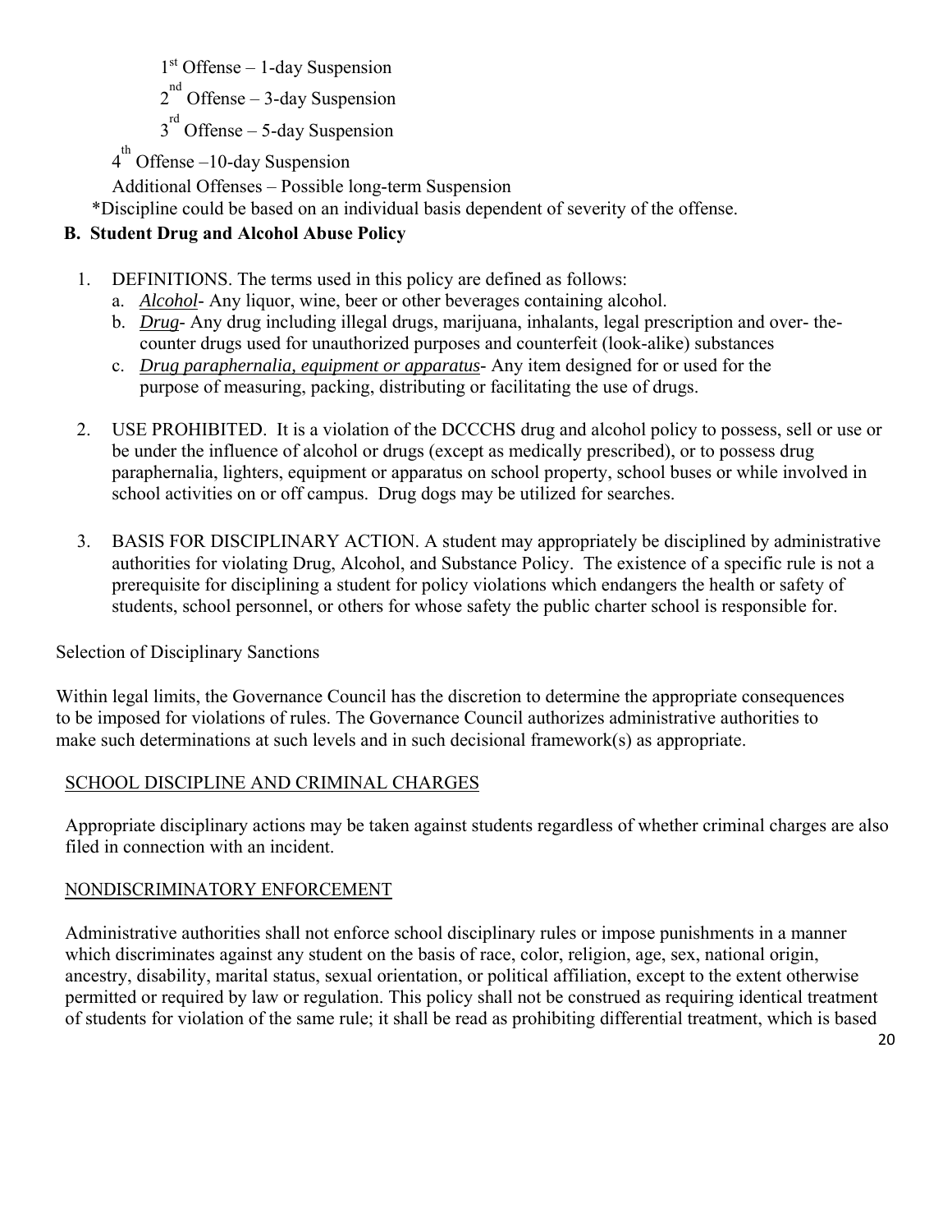1st Offense – 1-day Suspension

2nd Offense – 3-day Suspension

3rd Offense – 5-day Suspension

4th Offense –10-day Suspension

Additional Offenses – Possible long-term Suspension

*Discipline could be based on an individual basis dependent of severity of the offense.

**B. Student Drug and Alcohol Abuse Policy**

1. DEFINITIONS. The terms used in this policy are defined as follows:
   a. ***Alcohol***- Any liquor, wine, beer or other beverages containing alcohol.
   b. ***Drug***- Any drug including illegal drugs, marijuana, inhalants, legal prescription and over- the-counter drugs used for unauthorized purposes and counterfeit (look-alike) substances
   c. ***Drug paraphernalia, equipment or apparatus***- Any item designed for or used for the purpose of measuring, packing, distributing or facilitating the use of drugs.

2. USE PROHIBITED. It is a violation of the DCCCHS drug and alcohol policy to possess, sell or use or be under the influence of alcohol or drugs (except as medically prescribed), or to possess drug paraphernalia, lighters, equipment or apparatus on school property, school buses or while involved in school activities on or off campus. Drug dogs may be utilized for searches.

3. BASIS FOR DISCIPLINARY ACTION. A student may appropriately be disciplined by administrative authorities for violating Drug, Alcohol, and Substance Policy. The existence of a specific rule is not a prerequisite for disciplining a student for policy violations which endangers the health or safety of students, school personnel, or others for whose safety the public charter school is responsible for.

Selection of Disciplinary Sanctions

Within legal limits, the Governance Council has the discretion to determine the appropriate consequences to be imposed for violations of rules. The Governance Council authorizes administrative authorities to make such determinations at such levels and in such decisional framework(s) as appropriate.

SCHOOL DISCIPLINE AND CRIMINAL CHARGES

Appropriate disciplinary actions may be taken against students regardless of whether criminal charges are also filed in connection with an incident.

NONDISCRIMINATORY ENFORCEMENT

Administrative authorities shall not enforce school disciplinary rules or impose punishments in a manner which discriminates against any student on the basis of race, color, religion, age, sex, national origin, ancestry, disability, marital status, sexual orientation, or political affiliation, except to the extent otherwise permitted or required by law or regulation. This policy shall not be construed as requiring identical treatment of students for violation of the same rule; it shall be read as prohibiting differential treatment, which is based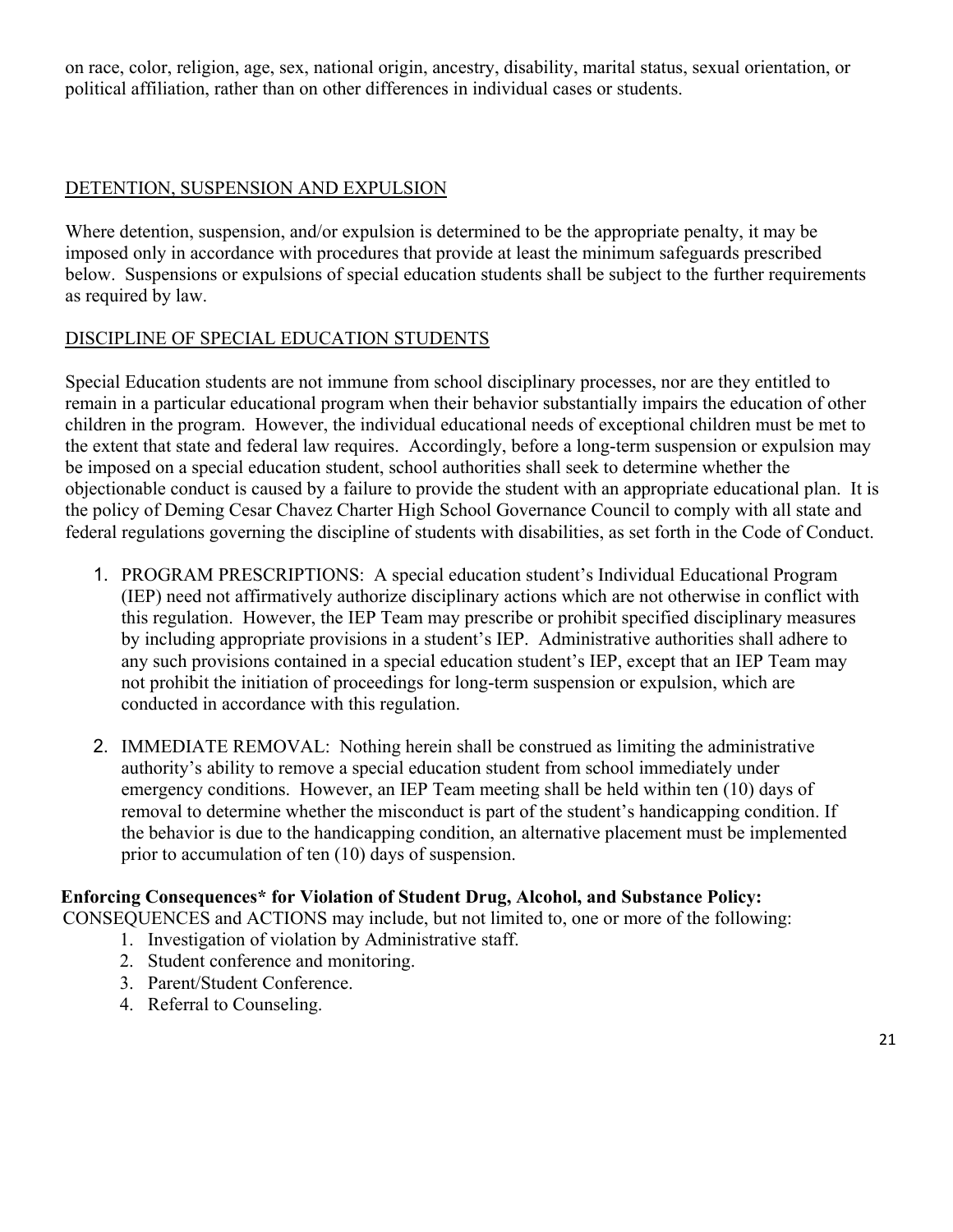on race, color, religion, age, sex, national origin, ancestry, disability, marital status, sexual orientation, or political affiliation, rather than on other differences in individual cases or students.

## DETENTION, SUSPENSION AND EXPULSION

Where detention, suspension, and/or expulsion is determined to be the appropriate penalty, it may be imposed only in accordance with procedures that provide at least the minimum safeguards prescribed below. Suspensions or expulsions of special education students shall be subject to the further requirements as required by law.

## DISCIPLINE OF SPECIAL EDUCATION STUDENTS

Special Education students are not immune from school disciplinary processes, nor are they entitled to remain in a particular educational program when their behavior substantially impairs the education of other children in the program. However, the individual educational needs of exceptional children must be met to the extent that state and federal law requires. Accordingly, before a long-term suspension or expulsion may be imposed on a special education student, school authorities shall seek to determine whether the objectionable conduct is caused by a failure to provide the student with an appropriate educational plan. It is the policy of Deming Cesar Chavez Charter High School Governance Council to comply with all state and federal regulations governing the discipline of students with disabilities, as set forth in the Code of Conduct.

1. PROGRAM PRESCRIPTIONS: A special education student's Individual Educational Program (IEP) need not affirmatively authorize disciplinary actions which are not otherwise in conflict with this regulation. However, the IEP Team may prescribe or prohibit specified disciplinary measures by including appropriate provisions in a student's IEP. Administrative authorities shall adhere to any such provisions contained in a special education student's IEP, except that an IEP Team may not prohibit the initiation of proceedings for long-term suspension or expulsion, which are conducted in accordance with this regulation.

2. IMMEDIATE REMOVAL: Nothing herein shall be construed as limiting the administrative authority's ability to remove a special education student from school immediately under emergency conditions. However, an IEP Team meeting shall be held within ten (10) days of removal to determine whether the misconduct is part of the student's handicapping condition. If the behavior is due to the handicapping condition, an alternative placement must be implemented prior to accumulation of ten (10) days of suspension.

**Enforcing Consequences* for Violation of Student Drug, Alcohol, and Substance Policy:**

CONSEQUENCES and ACTIONS may include, but not limited to, one or more of the following:

1. Investigation of violation by Administrative staff.
2. Student conference and monitoring.
3. Parent/Student Conference.
4. Referral to Counseling.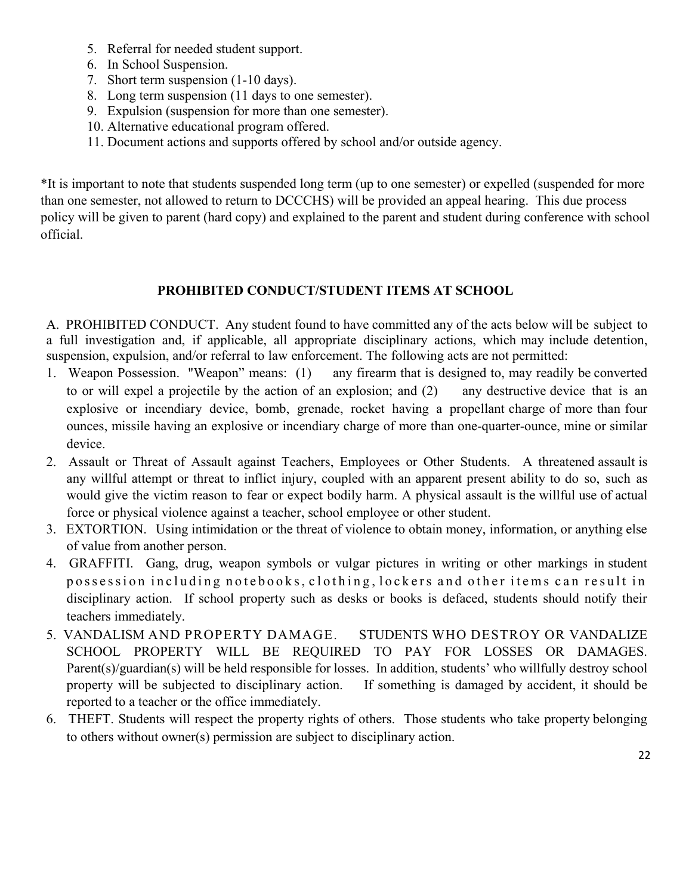5. Referral for needed student support.
6. In School Suspension.
7. Short term suspension (1-10 days).
8. Long term suspension (11 days to one semester).
9. Expulsion (suspension for more than one semester).
10. Alternative educational program offered.
11. Document actions and supports offered by school and/or outside agency.

*It is important to note that students suspended long term (up to one semester) or expelled (suspended for more than one semester, not allowed to return to DCCCHS) will be provided an appeal hearing. This due process policy will be given to parent (hard copy) and explained to the parent and student during conference with school official.

## PROHIBITED CONDUCT/STUDENT ITEMS AT SCHOOL

A. PROHIBITED CONDUCT. Any student found to have committed any of the acts below will be subject to a full investigation and, if applicable, all appropriate disciplinary actions, which may include detention, suspension, expulsion, and/or referral to law enforcement. The following acts are not permitted:

1. Weapon Possession. "Weapon" means: (1) any firearm that is designed to, may readily be converted to or will expel a projectile by the action of an explosion; and (2) any destructive device that is an explosive or incendiary device, bomb, grenade, rocket having a propellant charge of more than four ounces, missile having an explosive or incendiary charge of more than one-quarter-ounce, mine or similar device.
2. Assault or Threat of Assault against Teachers, Employees or Other Students. A threatened assault is any willful attempt or threat to inflict injury, coupled with an apparent present ability to do so, such as would give the victim reason to fear or expect bodily harm. A physical assault is the willful use of actual force or physical violence against a teacher, school employee or other student.
3. EXTORTION. Using intimidation or the threat of violence to obtain money, information, or anything else of value from another person.
4. GRAFFITI. Gang, drug, weapon symbols or vulgar pictures in writing or other markings in student possession including notebooks, clothing, lockers and other items can result in disciplinary action. If school property such as desks or books is defaced, students should notify their teachers immediately.
5. VANDALISM AND PROPERTY DAMAGE. STUDENTS WHO DESTROY OR VANDALIZE SCHOOL PROPERTY WILL BE REQUIRED TO PAY FOR LOSSES OR DAMAGES. Parent(s)/guardian(s) will be held responsible for losses. In addition, students' who willfully destroy school property will be subjected to disciplinary action. If something is damaged by accident, it should be reported to a teacher or the office immediately.
6. THEFT. Students will respect the property rights of others. Those students who take property belonging to others without owner(s) permission are subject to disciplinary action.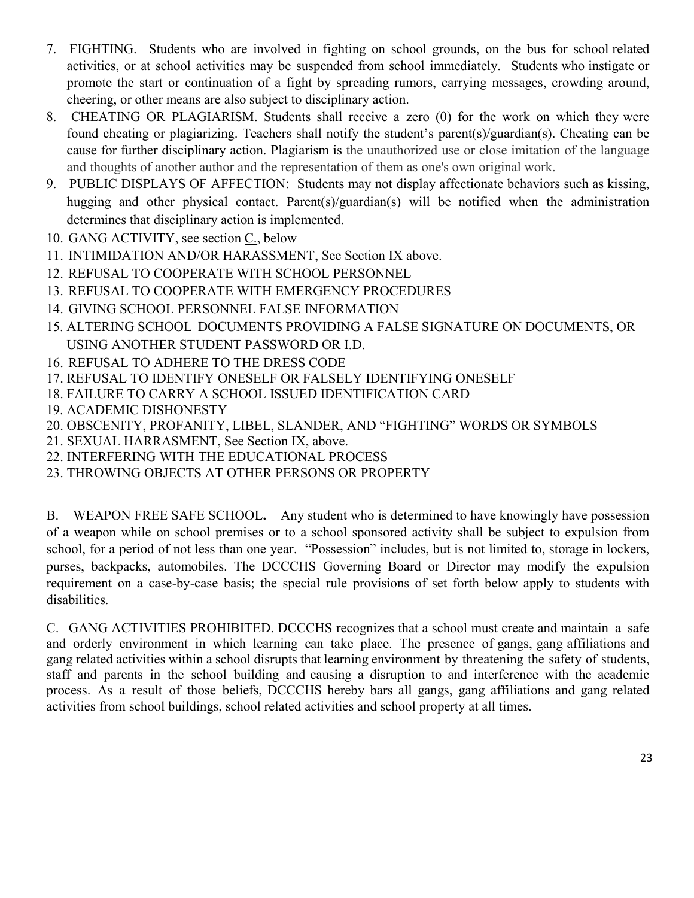7. FIGHTING. Students who are involved in fighting on school grounds, on the bus for school related activities, or at school activities may be suspended from school immediately. Students who instigate or promote the start or continuation of a fight by spreading rumors, carrying messages, crowding around, cheering, or other means are also subject to disciplinary action.
8. CHEATING OR PLAGIARISM. Students shall receive a zero (0) for the work on which they were found cheating or plagiarizing. Teachers shall notify the student's parent(s)/guardian(s). Cheating can be cause for further disciplinary action. Plagiarism is the unauthorized use or close imitation of the language and thoughts of another author and the representation of them as one's own original work.
9. PUBLIC DISPLAYS OF AFFECTION: Students may not display affectionate behaviors such as kissing, hugging and other physical contact. Parent(s)/guardian(s) will be notified when the administration determines that disciplinary action is implemented.
10. GANG ACTIVITY, see section C., below
11. INTIMIDATION AND/OR HARASSMENT, See Section IX above.
12. REFUSAL TO COOPERATE WITH SCHOOL PERSONNEL
13. REFUSAL TO COOPERATE WITH EMERGENCY PROCEDURES
14. GIVING SCHOOL PERSONNEL FALSE INFORMATION
15. ALTERING SCHOOL DOCUMENTS PROVIDING A FALSE SIGNATURE ON DOCUMENTS, OR USING ANOTHER STUDENT PASSWORD OR I.D.
16. REFUSAL TO ADHERE TO THE DRESS CODE
17. REFUSAL TO IDENTIFY ONESELF OR FALSELY IDENTIFYING ONESELF
18. FAILURE TO CARRY A SCHOOL ISSUED IDENTIFICATION CARD
19. ACADEMIC DISHONESTY
20. OBSCENITY, PROFANITY, LIBEL, SLANDER, AND "FIGHTING" WORDS OR SYMBOLS
21. SEXUAL HARRASMENT, See Section IX, above.
22. INTERFERING WITH THE EDUCATIONAL PROCESS
23. THROWING OBJECTS AT OTHER PERSONS OR PROPERTY

B. WEAPON FREE SAFE SCHOOL**.** Any student who is determined to have knowingly have possession of a weapon while on school premises or to a school sponsored activity shall be subject to expulsion from school, for a period of not less than one year. "Possession" includes, but is not limited to, storage in lockers, purses, backpacks, automobiles. The DCCCHS Governing Board or Director may modify the expulsion requirement on a case-by-case basis; the special rule provisions of set forth below apply to students with disabilities.

C. GANG ACTIVITIES PROHIBITED. DCCCHS recognizes that a school must create and maintain a safe and orderly environment in which learning can take place. The presence of gangs, gang affiliations and gang related activities within a school disrupts that learning environment by threatening the safety of students, staff and parents in the school building and causing a disruption to and interference with the academic process. As a result of those beliefs, DCCCHS hereby bars all gangs, gang affiliations and gang related activities from school buildings, school related activities and school property at all times.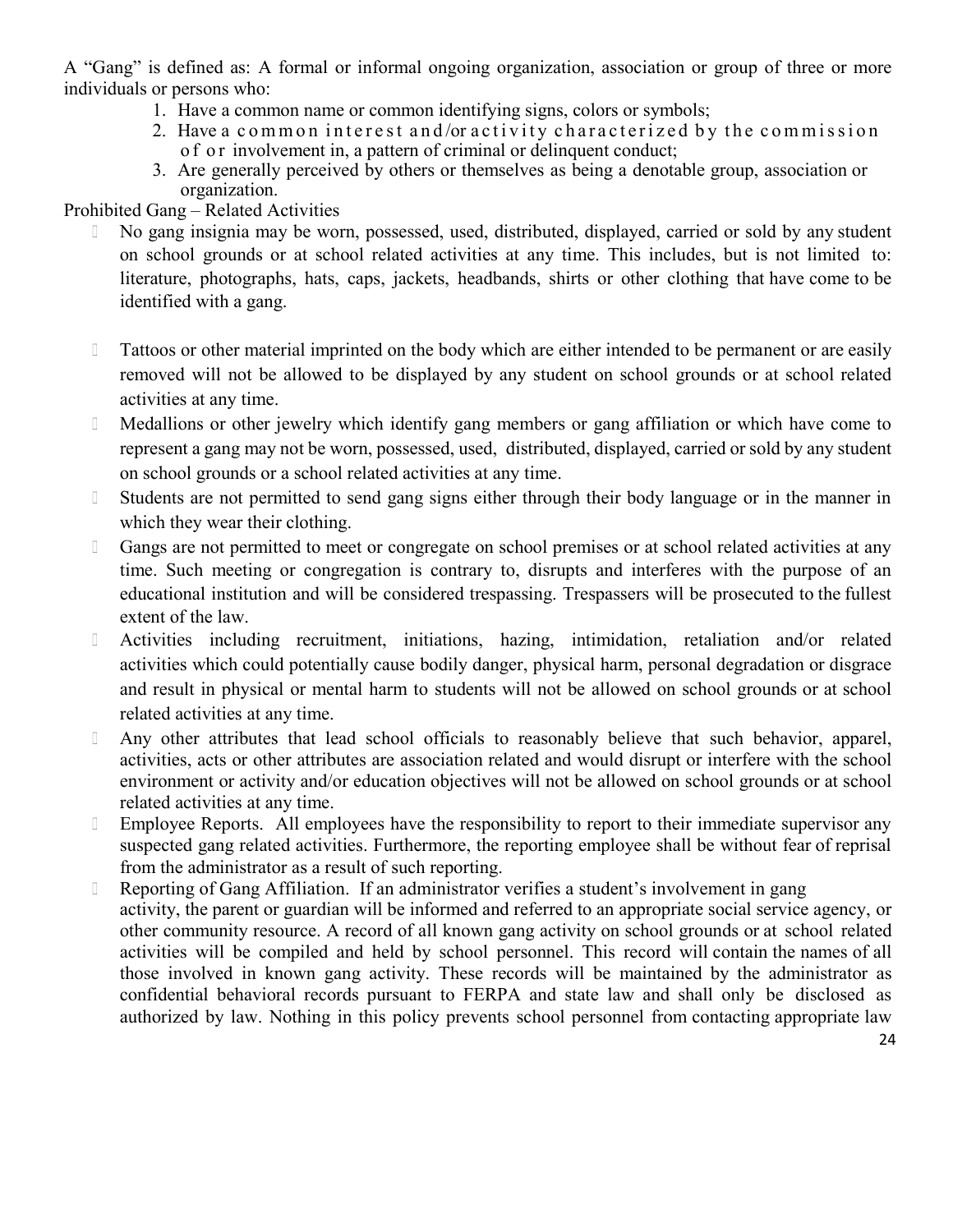A "Gang" is defined as: A formal or informal ongoing organization, association or group of three or more individuals or persons who:

1. Have a common name or common identifying signs, colors or symbols;
2. Have a common interest and/or activity characterized by the commission of or involvement in, a pattern of criminal or delinquent conduct;
3. Are generally perceived by others or themselves as being a denotable group, association or organization.

Prohibited Gang – Related Activities

- No gang insignia may be worn, possessed, used, distributed, displayed, carried or sold by any student on school grounds or at school related activities at any time. This includes, but is not limited to: literature, photographs, hats, caps, jackets, headbands, shirts or other clothing that have come to be identified with a gang.
- Tattoos or other material imprinted on the body which are either intended to be permanent or are easily removed will not be allowed to be displayed by any student on school grounds or at school related activities at any time.
- Medallions or other jewelry which identify gang members or gang affiliation or which have come to represent a gang may not be worn, possessed, used, distributed, displayed, carried or sold by any student on school grounds or a school related activities at any time.
- Students are not permitted to send gang signs either through their body language or in the manner in which they wear their clothing.
- Gangs are not permitted to meet or congregate on school premises or at school related activities at any time. Such meeting or congregation is contrary to, disrupts and interferes with the purpose of an educational institution and will be considered trespassing. Trespassers will be prosecuted to the fullest extent of the law.
- Activities including recruitment, initiations, hazing, intimidation, retaliation and/or related activities which could potentially cause bodily danger, physical harm, personal degradation or disgrace and result in physical or mental harm to students will not be allowed on school grounds or at school related activities at any time.
- Any other attributes that lead school officials to reasonably believe that such behavior, apparel, activities, acts or other attributes are association related and would disrupt or interfere with the school environment or activity and/or education objectives will not be allowed on school grounds or at school related activities at any time.
- Employee Reports. All employees have the responsibility to report to their immediate supervisor any suspected gang related activities. Furthermore, the reporting employee shall be without fear of reprisal from the administrator as a result of such reporting.
- Reporting of Gang Affiliation. If an administrator verifies a student's involvement in gang activity, the parent or guardian will be informed and referred to an appropriate social service agency, or other community resource. A record of all known gang activity on school grounds or at school related activities will be compiled and held by school personnel. This record will contain the names of all those involved in known gang activity. These records will be maintained by the administrator as confidential behavioral records pursuant to FERPA and state law and shall only be disclosed as authorized by law. Nothing in this policy prevents school personnel from contacting appropriate law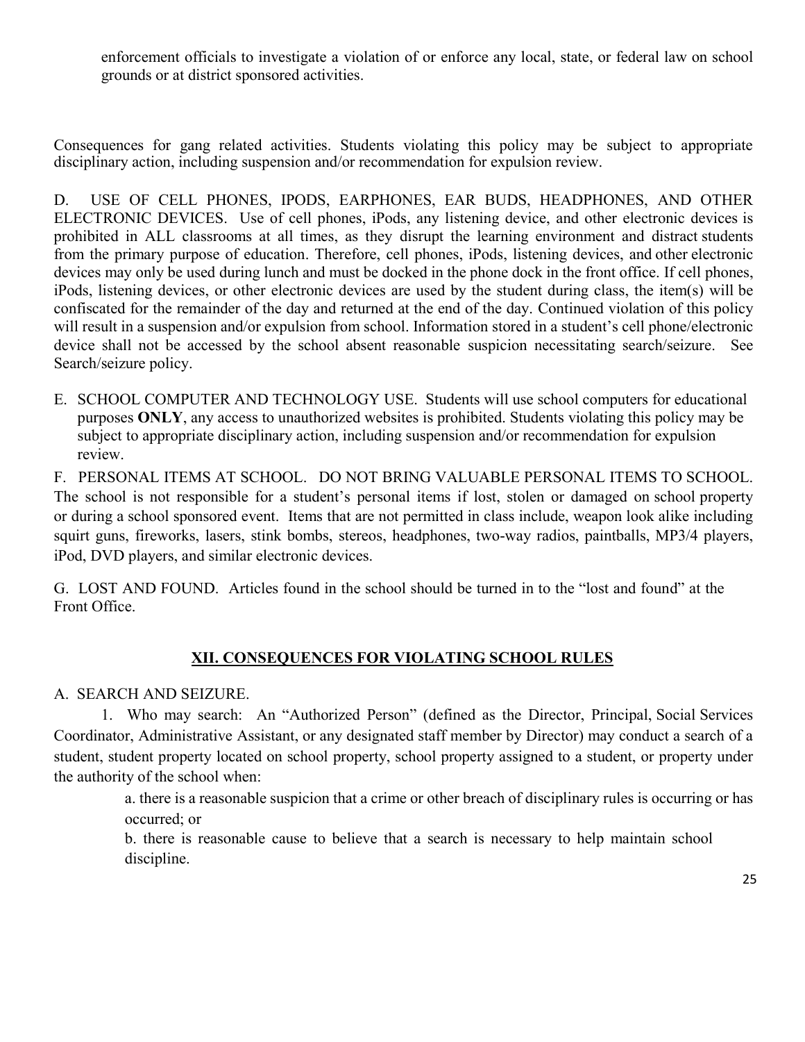enforcement officials to investigate a violation of or enforce any local, state, or federal law on school grounds or at district sponsored activities.

Consequences for gang related activities. Students violating this policy may be subject to appropriate disciplinary action, including suspension and/or recommendation for expulsion review.

D. USE OF CELL PHONES, IPODS, EARPHONES, EAR BUDS, HEADPHONES, AND OTHER ELECTRONIC DEVICES. Use of cell phones, iPods, any listening device, and other electronic devices is prohibited in ALL classrooms at all times, as they disrupt the learning environment and distract students from the primary purpose of education. Therefore, cell phones, iPods, listening devices, and other electronic devices may only be used during lunch and must be docked in the phone dock in the front office. If cell phones, iPods, listening devices, or other electronic devices are used by the student during class, the item(s) will be confiscated for the remainder of the day and returned at the end of the day. Continued violation of this policy will result in a suspension and/or expulsion from school. Information stored in a student's cell phone/electronic device shall not be accessed by the school absent reasonable suspicion necessitating search/seizure. See Search/seizure policy.

E. SCHOOL COMPUTER AND TECHNOLOGY USE. Students will use school computers for educational purposes **ONLY**, any access to unauthorized websites is prohibited. Students violating this policy may be subject to appropriate disciplinary action, including suspension and/or recommendation for expulsion review.

F. PERSONAL ITEMS AT SCHOOL. DO NOT BRING VALUABLE PERSONAL ITEMS TO SCHOOL. The school is not responsible for a student's personal items if lost, stolen or damaged on school property or during a school sponsored event. Items that are not permitted in class include, weapon look alike including squirt guns, fireworks, lasers, stink bombs, stereos, headphones, two-way radios, paintballs, MP3/4 players, iPod, DVD players, and similar electronic devices.

G. LOST AND FOUND. Articles found in the school should be turned in to the "lost and found" at the Front Office.

## XII. CONSEQUENCES FOR VIOLATING SCHOOL RULES

A. SEARCH AND SEIZURE.

1. Who may search: An "Authorized Person" (defined as the Director, Principal, Social Services Coordinator, Administrative Assistant, or any designated staff member by Director) may conduct a search of a student, student property located on school property, school property assigned to a student, or property under the authority of the school when:

   a. there is a reasonable suspicion that a crime or other breach of disciplinary rules is occurring or has occurred; or

   b. there is reasonable cause to believe that a search is necessary to help maintain school discipline.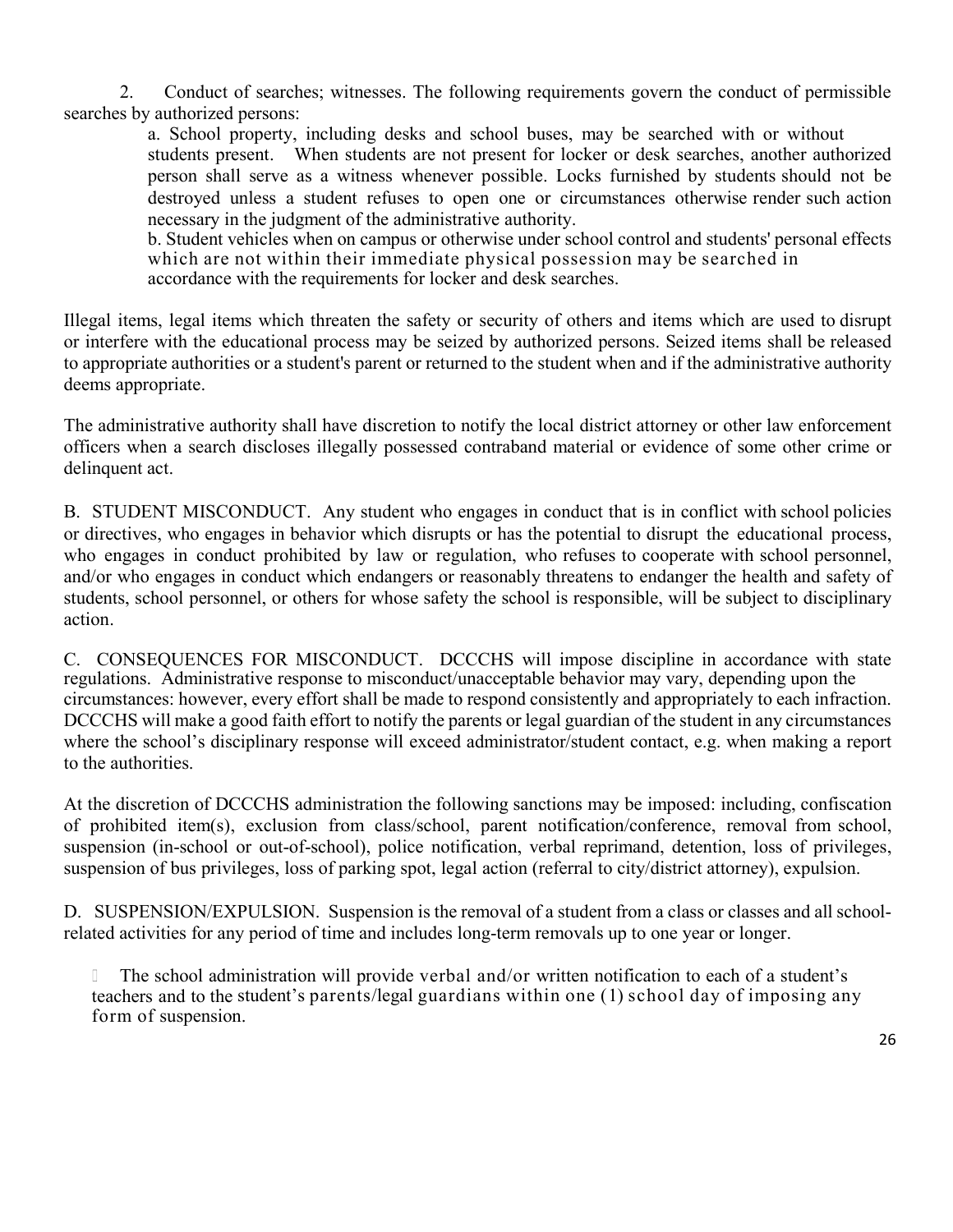2. Conduct of searches; witnesses. The following requirements govern the conduct of permissible searches by authorized persons:

a. School property, including desks and school buses, may be searched with or without students present. When students are not present for locker or desk searches, another authorized person shall serve as a witness whenever possible. Locks furnished by students should not be destroyed unless a student refuses to open one or circumstances otherwise render such action necessary in the judgment of the administrative authority.

b. Student vehicles when on campus or otherwise under school control and students' personal effects which are not within their immediate physical possession may be searched in accordance with the requirements for locker and desk searches.

Illegal items, legal items which threaten the safety or security of others and items which are used to disrupt or interfere with the educational process may be seized by authorized persons. Seized items shall be released to appropriate authorities or a student's parent or returned to the student when and if the administrative authority deems appropriate.

The administrative authority shall have discretion to notify the local district attorney or other law enforcement officers when a search discloses illegally possessed contraband material or evidence of some other crime or delinquent act.

B. STUDENT MISCONDUCT. Any student who engages in conduct that is in conflict with school policies or directives, who engages in behavior which disrupts or has the potential to disrupt the educational process, who engages in conduct prohibited by law or regulation, who refuses to cooperate with school personnel, and/or who engages in conduct which endangers or reasonably threatens to endanger the health and safety of students, school personnel, or others for whose safety the school is responsible, will be subject to disciplinary action.

C. CONSEQUENCES FOR MISCONDUCT. DCCCHS will impose discipline in accordance with state regulations. Administrative response to misconduct/unacceptable behavior may vary, depending upon the circumstances: however, every effort shall be made to respond consistently and appropriately to each infraction. DCCCHS will make a good faith effort to notify the parents or legal guardian of the student in any circumstances where the school's disciplinary response will exceed administrator/student contact, e.g. when making a report to the authorities.

At the discretion of DCCCHS administration the following sanctions may be imposed: including, confiscation of prohibited item(s), exclusion from class/school, parent notification/conference, removal from school, suspension (in-school or out-of-school), police notification, verbal reprimand, detention, loss of privileges, suspension of bus privileges, loss of parking spot, legal action (referral to city/district attorney), expulsion.

D. SUSPENSION/EXPULSION. Suspension is the removal of a student from a class or classes and all school-related activities for any period of time and includes long-term removals up to one year or longer.

- The school administration will provide verbal and/or written notification to each of a student's teachers and to the student's parents/legal guardians within one (1) school day of imposing any form of suspension.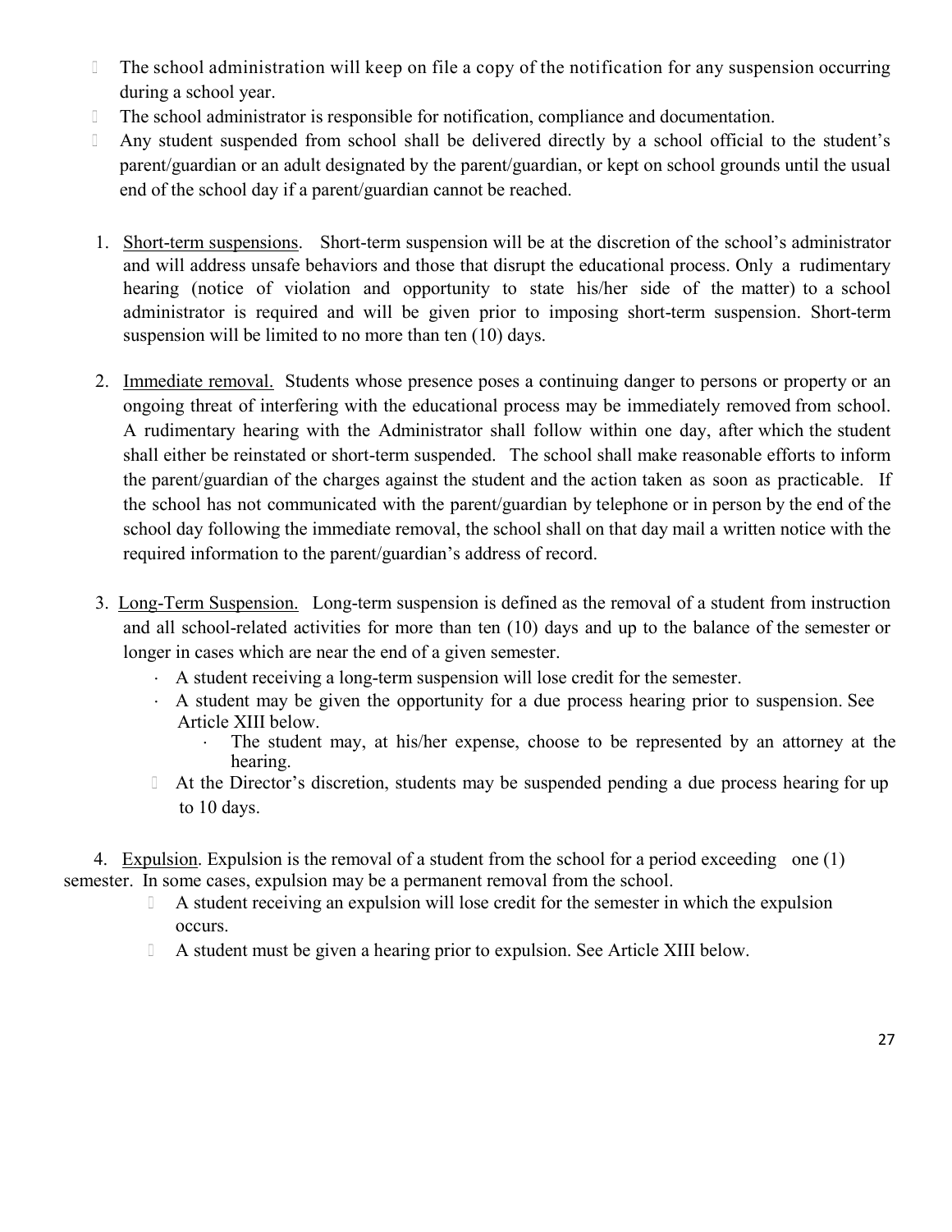- The school administration will keep on file a copy of the notification for any suspension occurring during a school year.
- The school administrator is responsible for notification, compliance and documentation.
- Any student suspended from school shall be delivered directly by a school official to the student's parent/guardian or an adult designated by the parent/guardian, or kept on school grounds until the usual end of the school day if a parent/guardian cannot be reached.

1. Short-term suspensions. Short-term suspension will be at the discretion of the school's administrator and will address unsafe behaviors and those that disrupt the educational process. Only a rudimentary hearing (notice of violation and opportunity to state his/her side of the matter) to a school administrator is required and will be given prior to imposing short-term suspension. Short-term suspension will be limited to no more than ten (10) days.

2. Immediate removal. Students whose presence poses a continuing danger to persons or property or an ongoing threat of interfering with the educational process may be immediately removed from school. A rudimentary hearing with the Administrator shall follow within one day, after which the student shall either be reinstated or short-term suspended. The school shall make reasonable efforts to inform the parent/guardian of the charges against the student and the action taken as soon as practicable. If the school has not communicated with the parent/guardian by telephone or in person by the end of the school day following the immediate removal, the school shall on that day mail a written notice with the required information to the parent/guardian's address of record.

3. Long-Term Suspension. Long-term suspension is defined as the removal of a student from instruction and all school-related activities for more than ten (10) days and up to the balance of the semester or longer in cases which are near the end of a given semester.
   - A student receiving a long-term suspension will lose credit for the semester.
   - A student may be given the opportunity for a due process hearing prior to suspension. See Article XIII below.
     - The student may, at his/her expense, choose to be represented by an attorney at the hearing.
   - At the Director's discretion, students may be suspended pending a due process hearing for up to 10 days.

4. Expulsion. Expulsion is the removal of a student from the school for a period exceeding one (1) semester. In some cases, expulsion may be a permanent removal from the school.
   - A student receiving an expulsion will lose credit for the semester in which the expulsion occurs.
   - A student must be given a hearing prior to expulsion. See Article XIII below.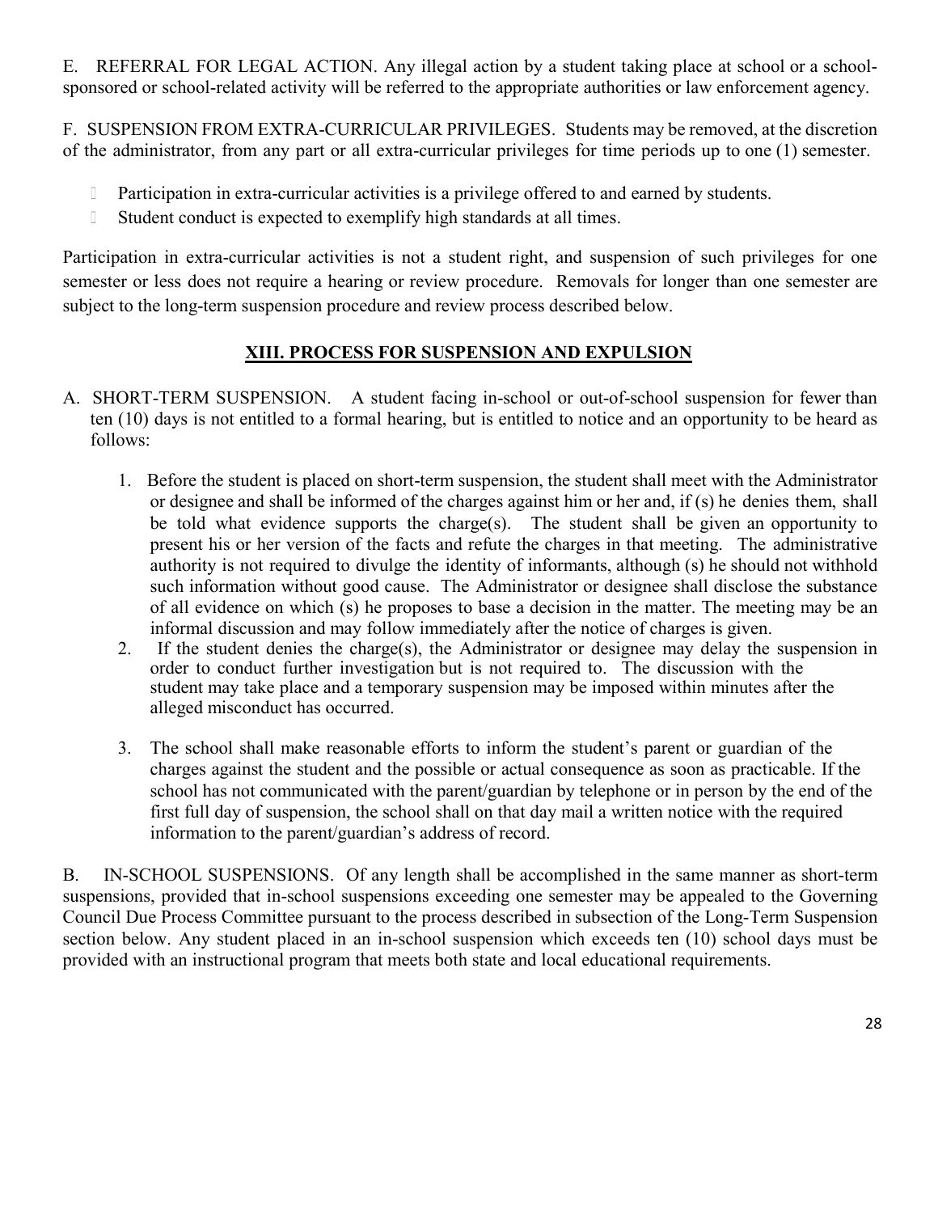E. REFERRAL FOR LEGAL ACTION. Any illegal action by a student taking place at school or a school-sponsored or school-related activity will be referred to the appropriate authorities or law enforcement agency.

F. SUSPENSION FROM EXTRA-CURRICULAR PRIVILEGES. Students may be removed, at the discretion of the administrator, from any part or all extra-curricular privileges for time periods up to one (1) semester.

- Participation in extra-curricular activities is a privilege offered to and earned by students.
- Student conduct is expected to exemplify high standards at all times.

Participation in extra-curricular activities is not a student right, and suspension of such privileges for one semester or less does not require a hearing or review procedure. Removals for longer than one semester are subject to the long-term suspension procedure and review process described below.

## XIII. PROCESS FOR SUSPENSION AND EXPULSION

A. SHORT-TERM SUSPENSION. A student facing in-school or out-of-school suspension for fewer than ten (10) days is not entitled to a formal hearing, but is entitled to notice and an opportunity to be heard as follows:

1. Before the student is placed on short-term suspension, the student shall meet with the Administrator or designee and shall be informed of the charges against him or her and, if (s) he denies them, shall be told what evidence supports the charge(s). The student shall be given an opportunity to present his or her version of the facts and refute the charges in that meeting. The administrative authority is not required to divulge the identity of informants, although (s) he should not withhold such information without good cause. The Administrator or designee shall disclose the substance of all evidence on which (s) he proposes to base a decision in the matter. The meeting may be an informal discussion and may follow immediately after the notice of charges is given.
2. If the student denies the charge(s), the Administrator or designee may delay the suspension in order to conduct further investigation but is not required to. The discussion with the student may take place and a temporary suspension may be imposed within minutes after the alleged misconduct has occurred.
3. The school shall make reasonable efforts to inform the student's parent or guardian of the charges against the student and the possible or actual consequence as soon as practicable. If the school has not communicated with the parent/guardian by telephone or in person by the end of the first full day of suspension, the school shall on that day mail a written notice with the required information to the parent/guardian's address of record.

B. IN-SCHOOL SUSPENSIONS. Of any length shall be accomplished in the same manner as short-term suspensions, provided that in-school suspensions exceeding one semester may be appealed to the Governing Council Due Process Committee pursuant to the process described in subsection of the Long-Term Suspension section below. Any student placed in an in-school suspension which exceeds ten (10) school days must be provided with an instructional program that meets both state and local educational requirements.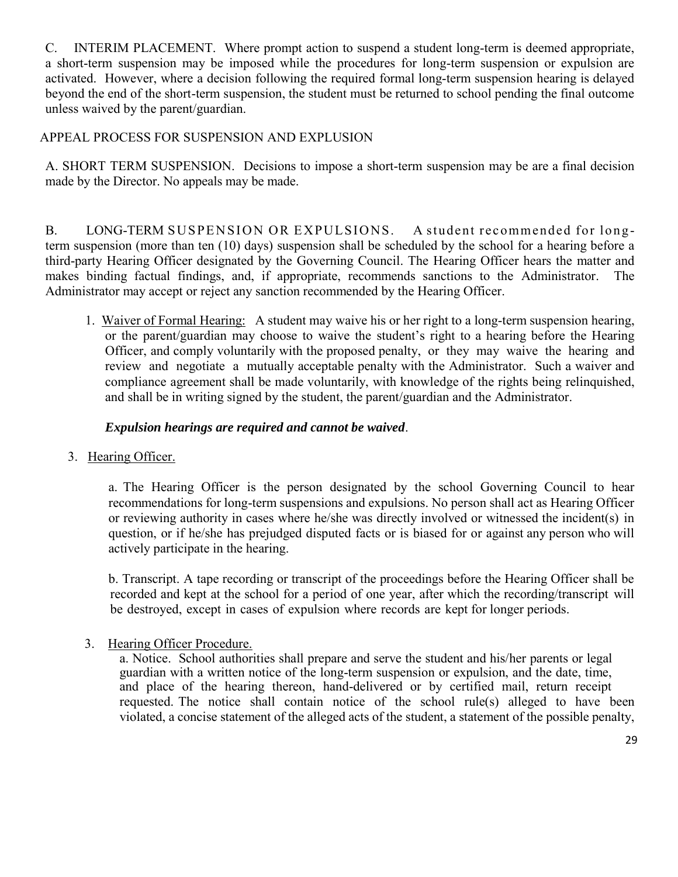C. INTERIM PLACEMENT. Where prompt action to suspend a student long-term is deemed appropriate, a short-term suspension may be imposed while the procedures for long-term suspension or expulsion are activated. However, where a decision following the required formal long-term suspension hearing is delayed beyond the end of the short-term suspension, the student must be returned to school pending the final outcome unless waived by the parent/guardian.

APPEAL PROCESS FOR SUSPENSION AND EXPLUSION

A. SHORT TERM SUSPENSION. Decisions to impose a short-term suspension may be are a final decision made by the Director. No appeals may be made.

B. LONG-TERM SUSPENSION OR EXPULSIONS. A student recommended for long-term suspension (more than ten (10) days) suspension shall be scheduled by the school for a hearing before a third-party Hearing Officer designated by the Governing Council. The Hearing Officer hears the matter and makes binding factual findings, and, if appropriate, recommends sanctions to the Administrator. The Administrator may accept or reject any sanction recommended by the Hearing Officer.

1. Waiver of Formal Hearing: A student may waive his or her right to a long-term suspension hearing, or the parent/guardian may choose to waive the student's right to a hearing before the Hearing Officer, and comply voluntarily with the proposed penalty, or they may waive the hearing and review and negotiate a mutually acceptable penalty with the Administrator. Such a waiver and compliance agreement shall be made voluntarily, with knowledge of the rights being relinquished, and shall be in writing signed by the student, the parent/guardian and the Administrator.

   ***Expulsion hearings are required and cannot be waived***.

3. Hearing Officer.

   a. The Hearing Officer is the person designated by the school Governing Council to hear recommendations for long-term suspensions and expulsions. No person shall act as Hearing Officer or reviewing authority in cases where he/she was directly involved or witnessed the incident(s) in question, or if he/she has prejudged disputed facts or is biased for or against any person who will actively participate in the hearing.

   b. Transcript. A tape recording or transcript of the proceedings before the Hearing Officer shall be recorded and kept at the school for a period of one year, after which the recording/transcript will be destroyed, except in cases of expulsion where records are kept for longer periods.

3. Hearing Officer Procedure.

   a. Notice. School authorities shall prepare and serve the student and his/her parents or legal guardian with a written notice of the long-term suspension or expulsion, and the date, time, and place of the hearing thereon, hand-delivered or by certified mail, return receipt requested. The notice shall contain notice of the school rule(s) alleged to have been violated, a concise statement of the alleged acts of the student, a statement of the possible penalty,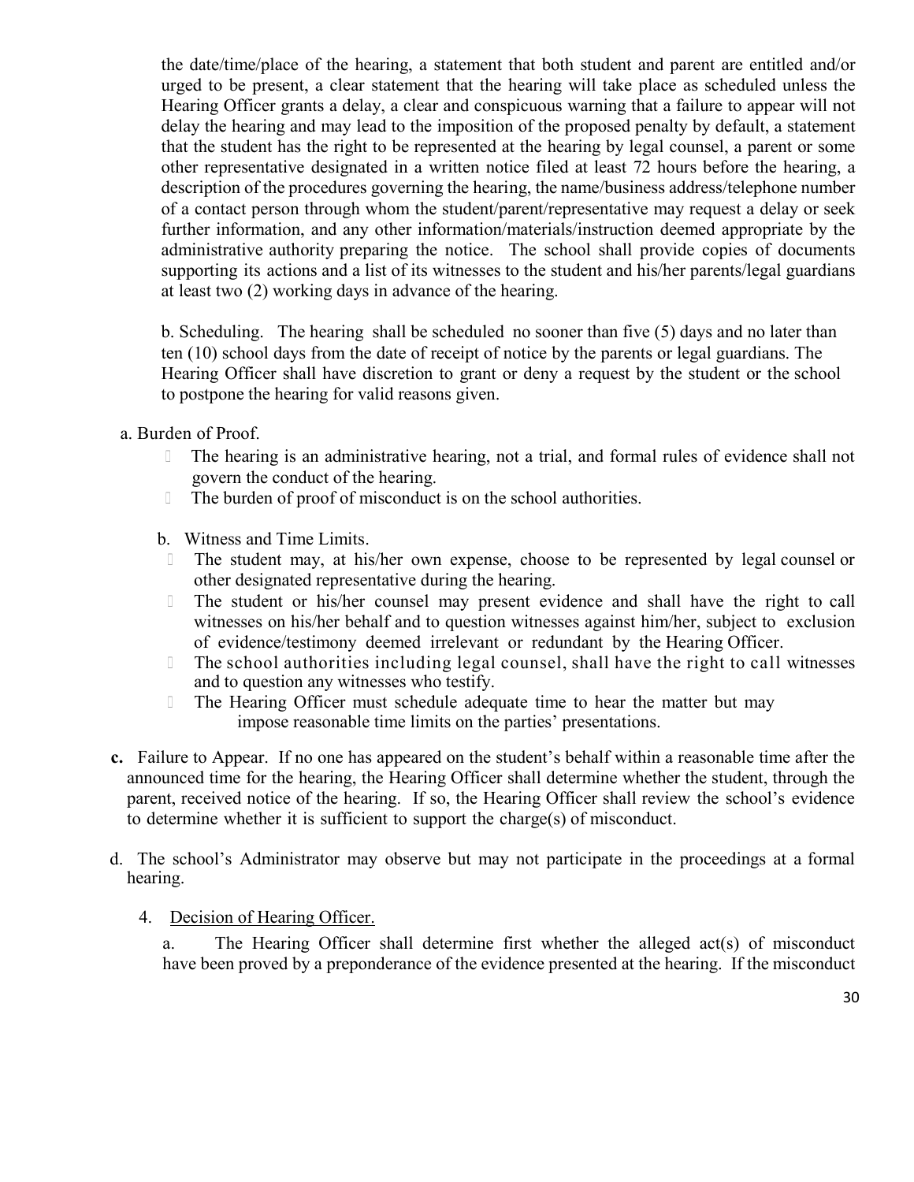the date/time/place of the hearing, a statement that both student and parent are entitled and/or urged to be present, a clear statement that the hearing will take place as scheduled unless the Hearing Officer grants a delay, a clear and conspicuous warning that a failure to appear will not delay the hearing and may lead to the imposition of the proposed penalty by default, a statement that the student has the right to be represented at the hearing by legal counsel, a parent or some other representative designated in a written notice filed at least 72 hours before the hearing, a description of the procedures governing the hearing, the name/business address/telephone number of a contact person through whom the student/parent/representative may request a delay or seek further information, and any other information/materials/instruction deemed appropriate by the administrative authority preparing the notice. The school shall provide copies of documents supporting its actions and a list of its witnesses to the student and his/her parents/legal guardians at least two (2) working days in advance of the hearing.

b. Scheduling. The hearing shall be scheduled no sooner than five (5) days and no later than ten (10) school days from the date of receipt of notice by the parents or legal guardians. The Hearing Officer shall have discretion to grant or deny a request by the student or the school to postpone the hearing for valid reasons given.

a. Burden of Proof.

- The hearing is an administrative hearing, not a trial, and formal rules of evidence shall not govern the conduct of the hearing.
- The burden of proof of misconduct is on the school authorities.

b. Witness and Time Limits.

- The student may, at his/her own expense, choose to be represented by legal counsel or other designated representative during the hearing.
- The student or his/her counsel may present evidence and shall have the right to call witnesses on his/her behalf and to question witnesses against him/her, subject to exclusion of evidence/testimony deemed irrelevant or redundant by the Hearing Officer.
- The school authorities including legal counsel, shall have the right to call witnesses and to question any witnesses who testify.
- The Hearing Officer must schedule adequate time to hear the matter but may impose reasonable time limits on the parties' presentations.

**c.** Failure to Appear. If no one has appeared on the student's behalf within a reasonable time after the announced time for the hearing, the Hearing Officer shall determine whether the student, through the parent, received notice of the hearing. If so, the Hearing Officer shall review the school's evidence to determine whether it is sufficient to support the charge(s) of misconduct.

d. The school's Administrator may observe but may not participate in the proceedings at a formal hearing.

4. Decision of Hearing Officer.

a. The Hearing Officer shall determine first whether the alleged act(s) of misconduct have been proved by a preponderance of the evidence presented at the hearing. If the misconduct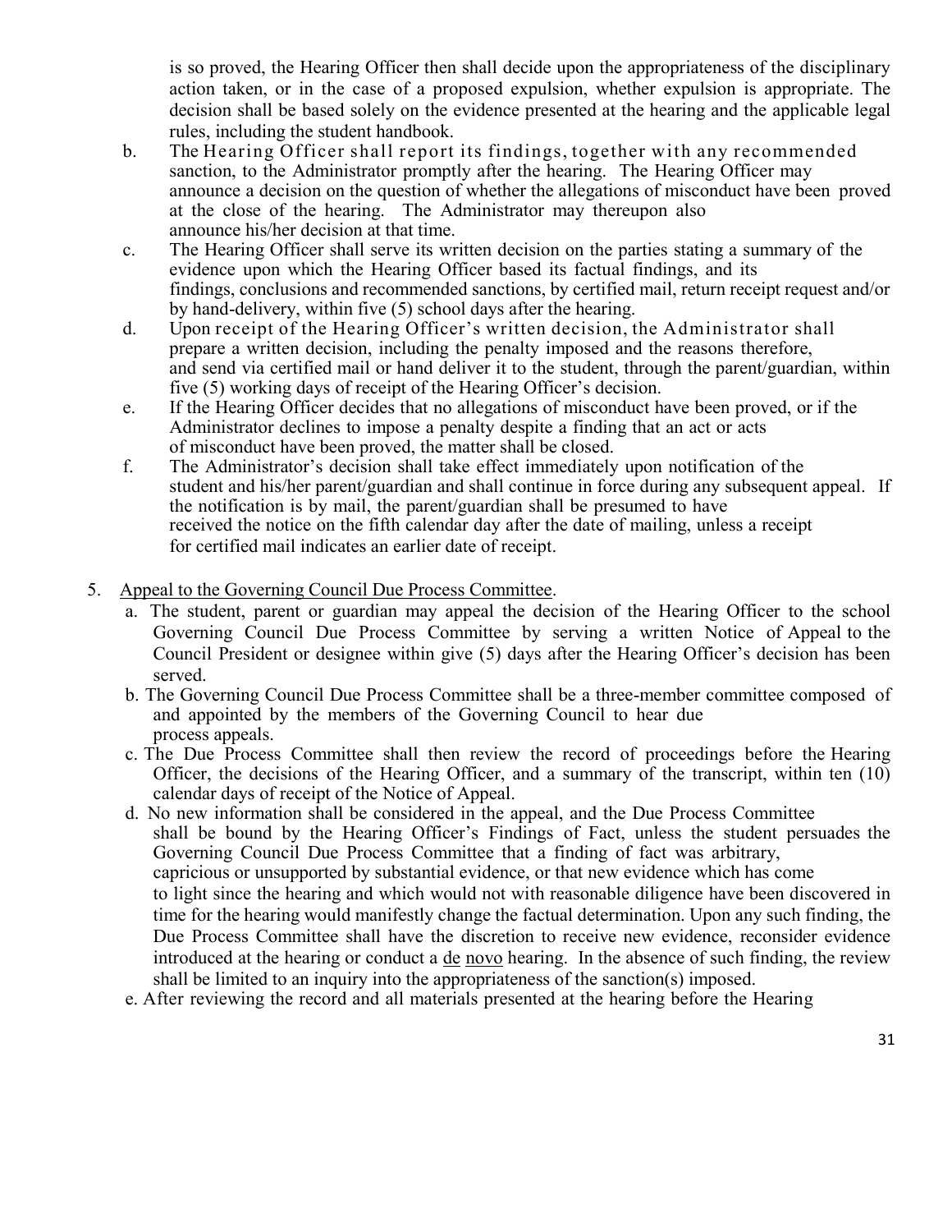is so proved, the Hearing Officer then shall decide upon the appropriateness of the disciplinary action taken, or in the case of a proposed expulsion, whether expulsion is appropriate. The decision shall be based solely on the evidence presented at the hearing and the applicable legal rules, including the student handbook.

b. The Hearing Officer shall report its findings, together with any recommended sanction, to the Administrator promptly after the hearing. The Hearing Officer may announce a decision on the question of whether the allegations of misconduct have been proved at the close of the hearing. The Administrator may thereupon also announce his/her decision at that time.

c. The Hearing Officer shall serve its written decision on the parties stating a summary of the evidence upon which the Hearing Officer based its factual findings, and its findings, conclusions and recommended sanctions, by certified mail, return receipt request and/or by hand-delivery, within five (5) school days after the hearing.

d. Upon receipt of the Hearing Officer's written decision, the Administrator shall prepare a written decision, including the penalty imposed and the reasons therefore, and send via certified mail or hand deliver it to the student, through the parent/guardian, within five (5) working days of receipt of the Hearing Officer's decision.

e. If the Hearing Officer decides that no allegations of misconduct have been proved, or if the Administrator declines to impose a penalty despite a finding that an act or acts of misconduct have been proved, the matter shall be closed.

f. The Administrator's decision shall take effect immediately upon notification of the student and his/her parent/guardian and shall continue in force during any subsequent appeal. If the notification is by mail, the parent/guardian shall be presumed to have received the notice on the fifth calendar day after the date of mailing, unless a receipt for certified mail indicates an earlier date of receipt.

5. Appeal to the Governing Council Due Process Committee.

   a. The student, parent or guardian may appeal the decision of the Hearing Officer to the school Governing Council Due Process Committee by serving a written Notice of Appeal to the Council President or designee within give (5) days after the Hearing Officer's decision has been served.

   b. The Governing Council Due Process Committee shall be a three-member committee composed of and appointed by the members of the Governing Council to hear due process appeals.

   c. The Due Process Committee shall then review the record of proceedings before the Hearing Officer, the decisions of the Hearing Officer, and a summary of the transcript, within ten (10) calendar days of receipt of the Notice of Appeal.

   d. No new information shall be considered in the appeal, and the Due Process Committee shall be bound by the Hearing Officer's Findings of Fact, unless the student persuades the Governing Council Due Process Committee that a finding of fact was arbitrary, capricious or unsupported by substantial evidence, or that new evidence which has come to light since the hearing and which would not with reasonable diligence have been discovered in time for the hearing would manifestly change the factual determination. Upon any such finding, the Due Process Committee shall have the discretion to receive new evidence, reconsider evidence introduced at the hearing or conduct a de novo hearing. In the absence of such finding, the review shall be limited to an inquiry into the appropriateness of the sanction(s) imposed.

   e. After reviewing the record and all materials presented at the hearing before the Hearing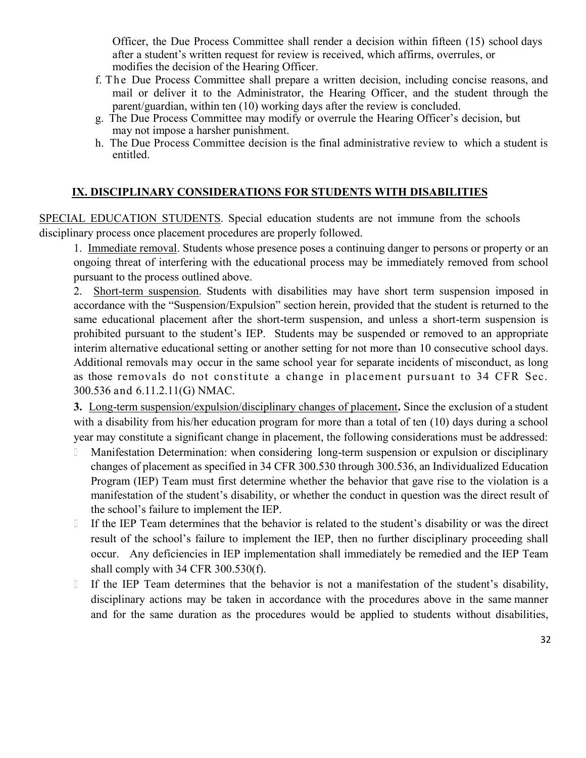Officer, the Due Process Committee shall render a decision within fifteen (15) school days after a student's written request for review is received, which affirms, overrules, or modifies the decision of the Hearing Officer.

f. The Due Process Committee shall prepare a written decision, including concise reasons, and mail or deliver it to the Administrator, the Hearing Officer, and the student through the parent/guardian, within ten (10) working days after the review is concluded.

g. The Due Process Committee may modify or overrule the Hearing Officer's decision, but may not impose a harsher punishment.

h. The Due Process Committee decision is the final administrative review to which a student is entitled.

## IX. DISCIPLINARY CONSIDERATIONS FOR STUDENTS WITH DISABILITIES

SPECIAL EDUCATION STUDENTS. Special education students are not immune from the schools disciplinary process once placement procedures are properly followed.

1. Immediate removal. Students whose presence poses a continuing danger to persons or property or an ongoing threat of interfering with the educational process may be immediately removed from school pursuant to the process outlined above.

2. Short-term suspension. Students with disabilities may have short term suspension imposed in accordance with the "Suspension/Expulsion" section herein, provided that the student is returned to the same educational placement after the short-term suspension, and unless a short-term suspension is prohibited pursuant to the student's IEP. Students may be suspended or removed to an appropriate interim alternative educational setting or another setting for not more than 10 consecutive school days. Additional removals may occur in the same school year for separate incidents of misconduct, as long as those removals do not constitute a change in placement pursuant to 34 CFR Sec. 300.536 and 6.11.2.11(G) NMAC.

**3.** Long-term suspension/expulsion/disciplinary changes of placement**.** Since the exclusion of a student with a disability from his/her education program for more than a total of ten (10) days during a school year may constitute a significant change in placement, the following considerations must be addressed:

- Manifestation Determination: when considering long-term suspension or expulsion or disciplinary changes of placement as specified in 34 CFR 300.530 through 300.536, an Individualized Education Program (IEP) Team must first determine whether the behavior that gave rise to the violation is a manifestation of the student's disability, or whether the conduct in question was the direct result of the school's failure to implement the IEP.
- If the IEP Team determines that the behavior is related to the student's disability or was the direct result of the school's failure to implement the IEP, then no further disciplinary proceeding shall occur. Any deficiencies in IEP implementation shall immediately be remedied and the IEP Team shall comply with 34 CFR 300.530(f).
- If the IEP Team determines that the behavior is not a manifestation of the student's disability, disciplinary actions may be taken in accordance with the procedures above in the same manner and for the same duration as the procedures would be applied to students without disabilities,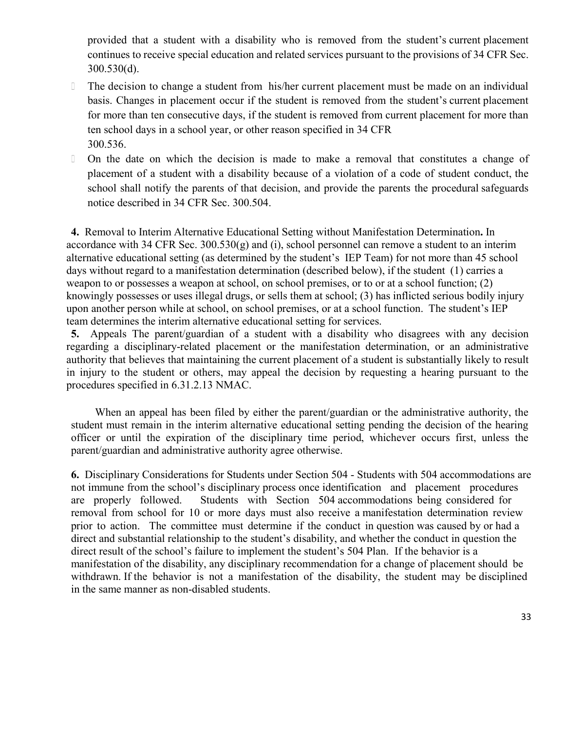provided that a student with a disability who is removed from the student's current placement continues to receive special education and related services pursuant to the provisions of 34 CFR Sec. 300.530(d).

- The decision to change a student from his/her current placement must be made on an individual basis. Changes in placement occur if the student is removed from the student's current placement for more than ten consecutive days, if the student is removed from current placement for more than ten school days in a school year, or other reason specified in 34 CFR 300.536.
- On the date on which the decision is made to make a removal that constitutes a change of placement of a student with a disability because of a violation of a code of student conduct, the school shall notify the parents of that decision, and provide the parents the procedural safeguards notice described in 34 CFR Sec. 300.504.

**4.** Removal to Interim Alternative Educational Setting without Manifestation Determination**.** In accordance with 34 CFR Sec. 300.530(g) and (i), school personnel can remove a student to an interim alternative educational setting (as determined by the student's IEP Team) for not more than 45 school days without regard to a manifestation determination (described below), if the student (1) carries a weapon to or possesses a weapon at school, on school premises, or to or at a school function; (2) knowingly possesses or uses illegal drugs, or sells them at school; (3) has inflicted serious bodily injury upon another person while at school, on school premises, or at a school function. The student's IEP team determines the interim alternative educational setting for services.

**5.** Appeals The parent/guardian of a student with a disability who disagrees with any decision regarding a disciplinary-related placement or the manifestation determination, or an administrative authority that believes that maintaining the current placement of a student is substantially likely to result in injury to the student or others, may appeal the decision by requesting a hearing pursuant to the procedures specified in 6.31.2.13 NMAC.

When an appeal has been filed by either the parent/guardian or the administrative authority, the student must remain in the interim alternative educational setting pending the decision of the hearing officer or until the expiration of the disciplinary time period, whichever occurs first, unless the parent/guardian and administrative authority agree otherwise.

**6.** Disciplinary Considerations for Students under Section 504 - Students with 504 accommodations are not immune from the school's disciplinary process once identification and placement procedures are properly followed. Students with Section 504 accommodations being considered for removal from school for 10 or more days must also receive a manifestation determination review prior to action. The committee must determine if the conduct in question was caused by or had a direct and substantial relationship to the student's disability, and whether the conduct in question the direct result of the school's failure to implement the student's 504 Plan. If the behavior is a manifestation of the disability, any disciplinary recommendation for a change of placement should be withdrawn. If the behavior is not a manifestation of the disability, the student may be disciplined in the same manner as non-disabled students.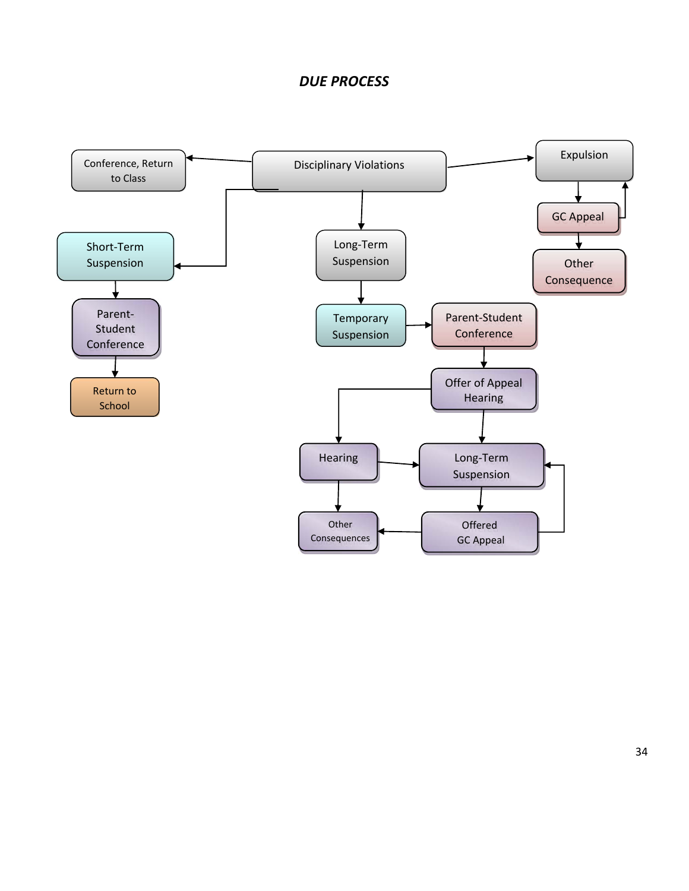# *DUE PROCESS*

Disciplinary Violations

Conference, Return to Class

Expulsion

GC Appeal

Other Consequence

Short-Term Suspension

Parent-Student Conference

Return to School

Long-Term Suspension

Temporary Suspension

Parent-Student Conference

Offer of Appeal Hearing

Hearing

Long-Term Suspension

Other Consequences

Offered GC Appeal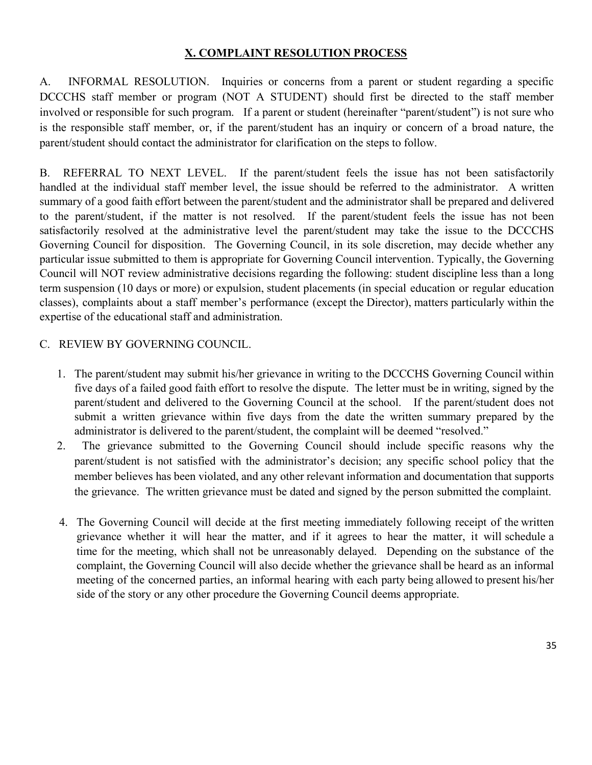## X. COMPLAINT RESOLUTION PROCESS

A. INFORMAL RESOLUTION. Inquiries or concerns from a parent or student regarding a specific DCCCHS staff member or program (NOT A STUDENT) should first be directed to the staff member involved or responsible for such program. If a parent or student (hereinafter "parent/student") is not sure who is the responsible staff member, or, if the parent/student has an inquiry or concern of a broad nature, the parent/student should contact the administrator for clarification on the steps to follow.

B. REFERRAL TO NEXT LEVEL. If the parent/student feels the issue has not been satisfactorily handled at the individual staff member level, the issue should be referred to the administrator. A written summary of a good faith effort between the parent/student and the administrator shall be prepared and delivered to the parent/student, if the matter is not resolved. If the parent/student feels the issue has not been satisfactorily resolved at the administrative level the parent/student may take the issue to the DCCCHS Governing Council for disposition. The Governing Council, in its sole discretion, may decide whether any particular issue submitted to them is appropriate for Governing Council intervention. Typically, the Governing Council will NOT review administrative decisions regarding the following: student discipline less than a long term suspension (10 days or more) or expulsion, student placements (in special education or regular education classes), complaints about a staff member's performance (except the Director), matters particularly within the expertise of the educational staff and administration.

C. REVIEW BY GOVERNING COUNCIL.

1. The parent/student may submit his/her grievance in writing to the DCCCHS Governing Council within five days of a failed good faith effort to resolve the dispute. The letter must be in writing, signed by the parent/student and delivered to the Governing Council at the school. If the parent/student does not submit a written grievance within five days from the date the written summary prepared by the administrator is delivered to the parent/student, the complaint will be deemed "resolved."
2. The grievance submitted to the Governing Council should include specific reasons why the parent/student is not satisfied with the administrator's decision; any specific school policy that the member believes has been violated, and any other relevant information and documentation that supports the grievance. The written grievance must be dated and signed by the person submitted the complaint.

4. The Governing Council will decide at the first meeting immediately following receipt of the written grievance whether it will hear the matter, and if it agrees to hear the matter, it will schedule a time for the meeting, which shall not be unreasonably delayed. Depending on the substance of the complaint, the Governing Council will also decide whether the grievance shall be heard as an informal meeting of the concerned parties, an informal hearing with each party being allowed to present his/her side of the story or any other procedure the Governing Council deems appropriate.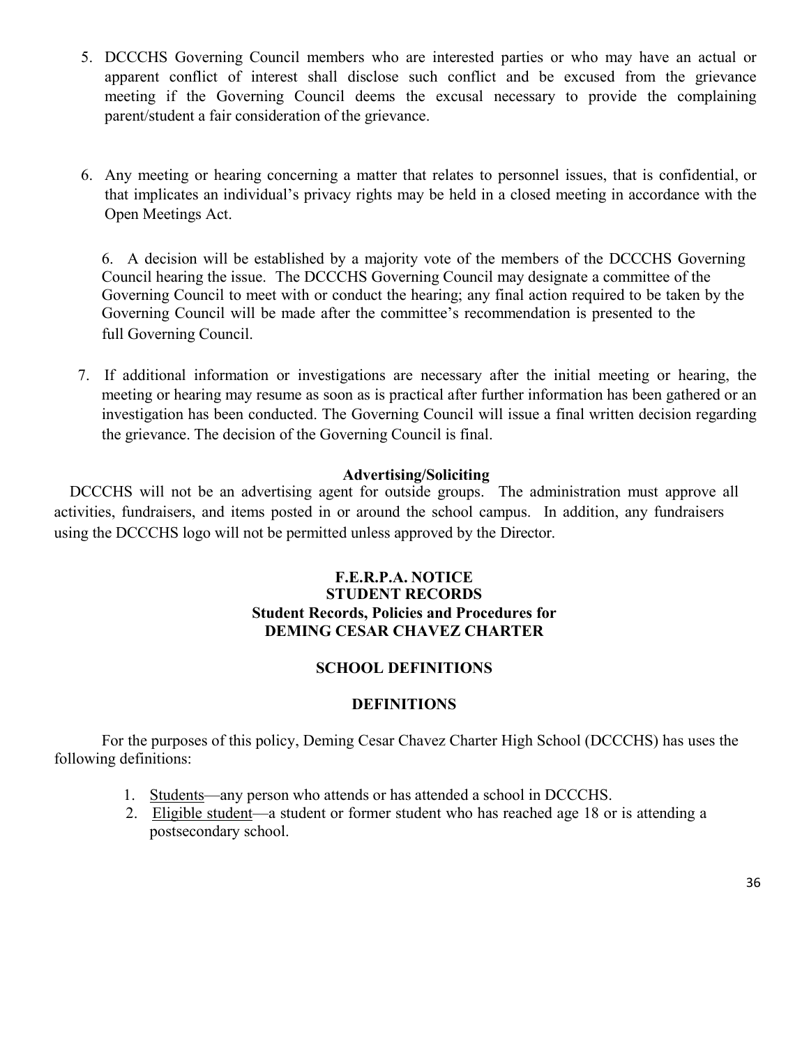5. DCCCHS Governing Council members who are interested parties or who may have an actual or apparent conflict of interest shall disclose such conflict and be excused from the grievance meeting if the Governing Council deems the excusal necessary to provide the complaining parent/student a fair consideration of the grievance.

6. Any meeting or hearing concerning a matter that relates to personnel issues, that is confidential, or that implicates an individual's privacy rights may be held in a closed meeting in accordance with the Open Meetings Act.

6. A decision will be established by a majority vote of the members of the DCCCHS Governing Council hearing the issue. The DCCCHS Governing Council may designate a committee of the Governing Council to meet with or conduct the hearing; any final action required to be taken by the Governing Council will be made after the committee's recommendation is presented to the full Governing Council.

7. If additional information or investigations are necessary after the initial meeting or hearing, the meeting or hearing may resume as soon as is practical after further information has been gathered or an investigation has been conducted. The Governing Council will issue a final written decision regarding the grievance. The decision of the Governing Council is final.

**Advertising/Soliciting**

DCCCHS will not be an advertising agent for outside groups. The administration must approve all activities, fundraisers, and items posted in or around the school campus. In addition, any fundraisers using the DCCCHS logo will not be permitted unless approved by the Director.

**F.E.R.P.A. NOTICE**
**STUDENT RECORDS**
**Student Records, Policies and Procedures for**
**DEMING CESAR CHAVEZ CHARTER**

**SCHOOL DEFINITIONS**

**DEFINITIONS**

For the purposes of this policy, Deming Cesar Chavez Charter High School (DCCCHS) has uses the following definitions:

1. Students—any person who attends or has attended a school in DCCCHS.
2. Eligible student—a student or former student who has reached age 18 or is attending a postsecondary school.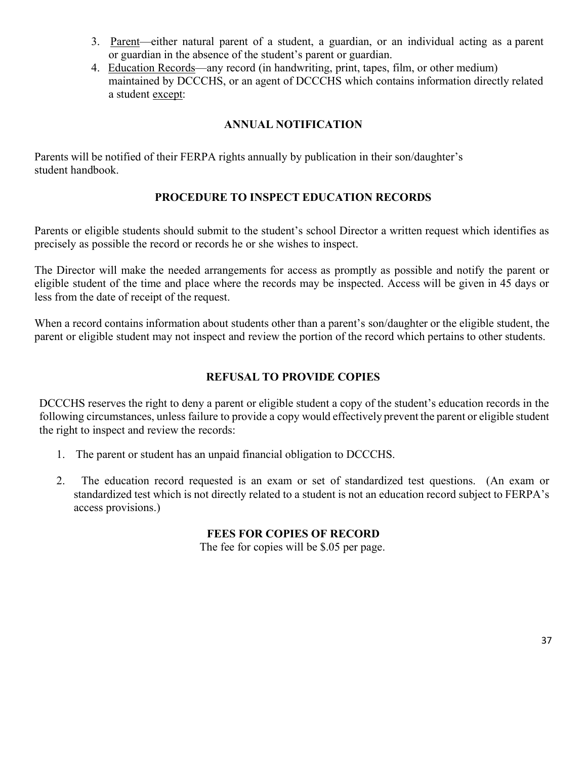3. <u>Parent</u>—either natural parent of a student, a guardian, or an individual acting as a parent or guardian in the absence of the student's parent or guardian.
4. <u>Education Records</u>—any record (in handwriting, print, tapes, film, or other medium) maintained by DCCCHS, or an agent of DCCCHS which contains information directly related a student <u>except</u>:

## ANNUAL NOTIFICATION

Parents will be notified of their FERPA rights annually by publication in their son/daughter's student handbook.

## PROCEDURE TO INSPECT EDUCATION RECORDS

Parents or eligible students should submit to the student's school Director a written request which identifies as precisely as possible the record or records he or she wishes to inspect.

The Director will make the needed arrangements for access as promptly as possible and notify the parent or eligible student of the time and place where the records may be inspected. Access will be given in 45 days or less from the date of receipt of the request.

When a record contains information about students other than a parent's son/daughter or the eligible student, the parent or eligible student may not inspect and review the portion of the record which pertains to other students.

## REFUSAL TO PROVIDE COPIES

DCCCHS reserves the right to deny a parent or eligible student a copy of the student's education records in the following circumstances, unless failure to provide a copy would effectively prevent the parent or eligible student the right to inspect and review the records:

1. The parent or student has an unpaid financial obligation to DCCCHS.

2. The education record requested is an exam or set of standardized test questions. (An exam or standardized test which is not directly related to a student is not an education record subject to FERPA's access provisions.)

## FEES FOR COPIES OF RECORD

The fee for copies will be $.05 per page.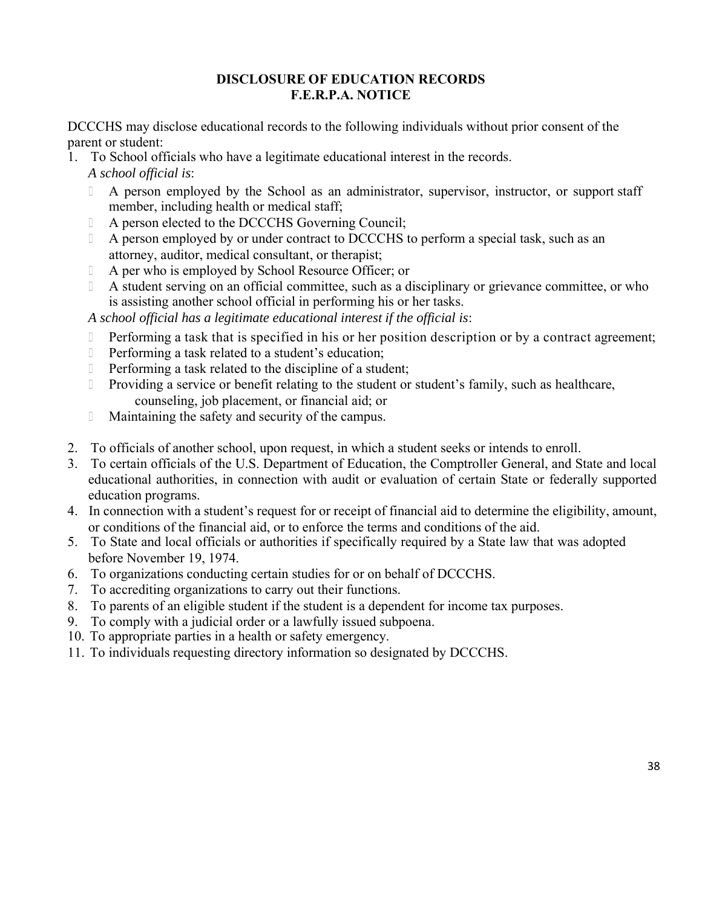## DISCLOSURE OF EDUCATION RECORDS
## F.E.R.P.A. NOTICE

DCCCHS may disclose educational records to the following individuals without prior consent of the parent or student:

1. To School officials who have a legitimate educational interest in the records.

   *A school official is*:

   - A person employed by the School as an administrator, supervisor, instructor, or support staff member, including health or medical staff;
   - A person elected to the DCCCHS Governing Council;
   - A person employed by or under contract to DCCCHS to perform a special task, such as an attorney, auditor, medical consultant, or therapist;
   - A per who is employed by School Resource Officer; or
   - A student serving on an official committee, such as a disciplinary or grievance committee, or who is assisting another school official in performing his or her tasks.

   *A school official has a legitimate educational interest if the official is*:

   - Performing a task that is specified in his or her position description or by a contract agreement;
   - Performing a task related to a student's education;
   - Performing a task related to the discipline of a student;
   - Providing a service or benefit relating to the student or student's family, such as healthcare, counseling, job placement, or financial aid; or
   - Maintaining the safety and security of the campus.

2. To officials of another school, upon request, in which a student seeks or intends to enroll.
3. To certain officials of the U.S. Department of Education, the Comptroller General, and State and local educational authorities, in connection with audit or evaluation of certain State or federally supported education programs.
4. In connection with a student's request for or receipt of financial aid to determine the eligibility, amount, or conditions of the financial aid, or to enforce the terms and conditions of the aid.
5. To State and local officials or authorities if specifically required by a State law that was adopted before November 19, 1974.
6. To organizations conducting certain studies for or on behalf of DCCCHS.
7. To accrediting organizations to carry out their functions.
8. To parents of an eligible student if the student is a dependent for income tax purposes.
9. To comply with a judicial order or a lawfully issued subpoena.
10. To appropriate parties in a health or safety emergency.
11. To individuals requesting directory information so designated by DCCCHS.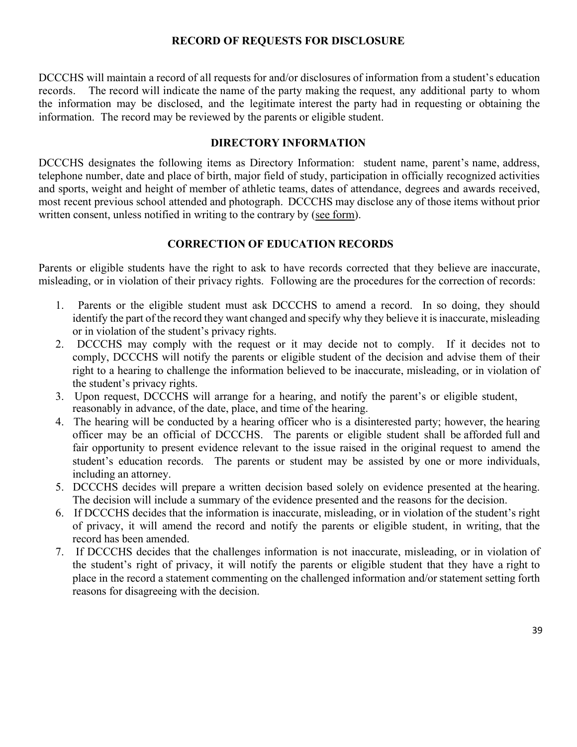## RECORD OF REQUESTS FOR DISCLOSURE

DCCCHS will maintain a record of all requests for and/or disclosures of information from a student's education records. The record will indicate the name of the party making the request, any additional party to whom the information may be disclosed, and the legitimate interest the party had in requesting or obtaining the information. The record may be reviewed by the parents or eligible student.

## DIRECTORY INFORMATION

DCCCHS designates the following items as Directory Information: student name, parent's name, address, telephone number, date and place of birth, major field of study, participation in officially recognized activities and sports, weight and height of member of athletic teams, dates of attendance, degrees and awards received, most recent previous school attended and photograph. DCCCHS may disclose any of those items without prior written consent, unless notified in writing to the contrary by (see form).

## CORRECTION OF EDUCATION RECORDS

Parents or eligible students have the right to ask to have records corrected that they believe are inaccurate, misleading, or in violation of their privacy rights. Following are the procedures for the correction of records:

1. Parents or the eligible student must ask DCCCHS to amend a record. In so doing, they should identify the part of the record they want changed and specify why they believe it is inaccurate, misleading or in violation of the student's privacy rights.
2. DCCCHS may comply with the request or it may decide not to comply. If it decides not to comply, DCCCHS will notify the parents or eligible student of the decision and advise them of their right to a hearing to challenge the information believed to be inaccurate, misleading, or in violation of the student's privacy rights.
3. Upon request, DCCCHS will arrange for a hearing, and notify the parent's or eligible student, reasonably in advance, of the date, place, and time of the hearing.
4. The hearing will be conducted by a hearing officer who is a disinterested party; however, the hearing officer may be an official of DCCCHS. The parents or eligible student shall be afforded full and fair opportunity to present evidence relevant to the issue raised in the original request to amend the student's education records. The parents or student may be assisted by one or more individuals, including an attorney.
5. DCCCHS decides will prepare a written decision based solely on evidence presented at the hearing. The decision will include a summary of the evidence presented and the reasons for the decision.
6. If DCCCHS decides that the information is inaccurate, misleading, or in violation of the student's right of privacy, it will amend the record and notify the parents or eligible student, in writing, that the record has been amended.
7. If DCCCHS decides that the challenges information is not inaccurate, misleading, or in violation of the student's right of privacy, it will notify the parents or eligible student that they have a right to place in the record a statement commenting on the challenged information and/or statement setting forth reasons for disagreeing with the decision.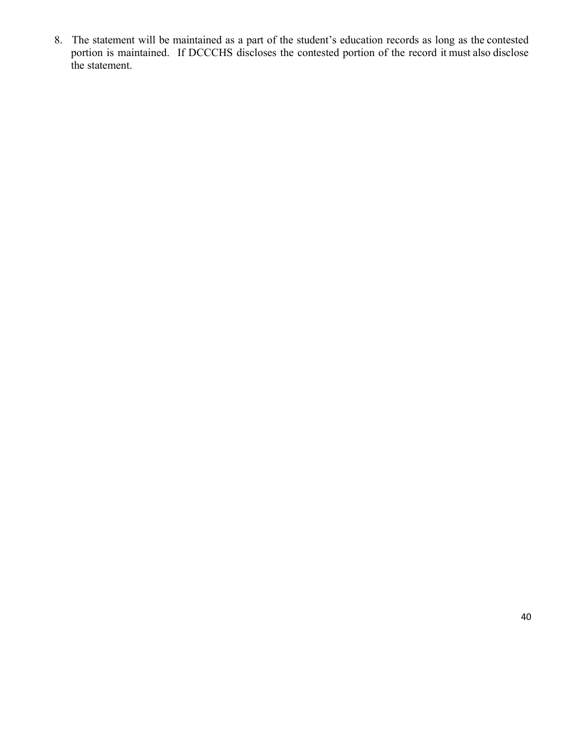8. The statement will be maintained as a part of the student's education records as long as the contested portion is maintained. If DCCCHS discloses the contested portion of the record it must also disclose the statement.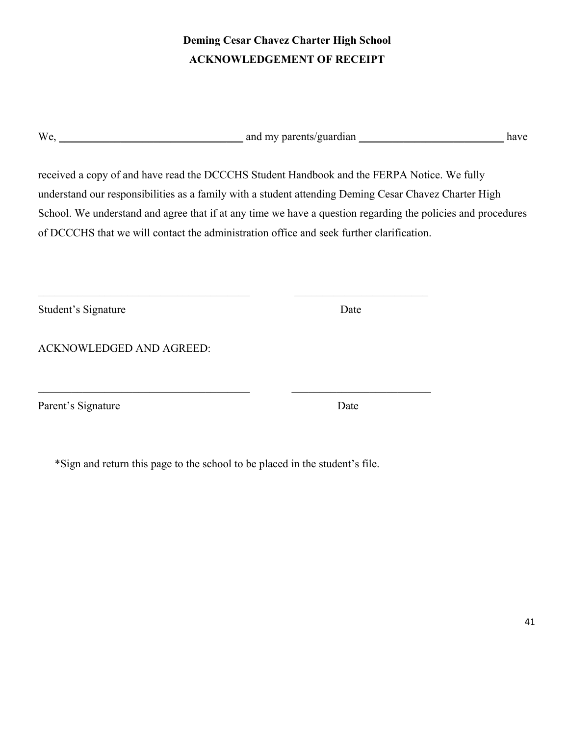**Deming Cesar Chavez Charter High School**

**ACKNOWLEDGEMENT OF RECEIPT**

We, ______________________________ and my parents/guardian ________________________ have

received a copy of and have read the DCCCHS Student Handbook and the FERPA Notice. We fully understand our responsibilities as a family with a student attending Deming Cesar Chavez Charter High School. We understand and agree that if at any time we have a question regarding the policies and procedures of DCCCHS that we will contact the administration office and seek further clarification.

_______________________________________ ________________________

Student's Signature Date

ACKNOWLEDGED AND AGREED:

_______________________________________ ________________________

Parent's Signature Date

*Sign and return this page to the school to be placed in the student's file.